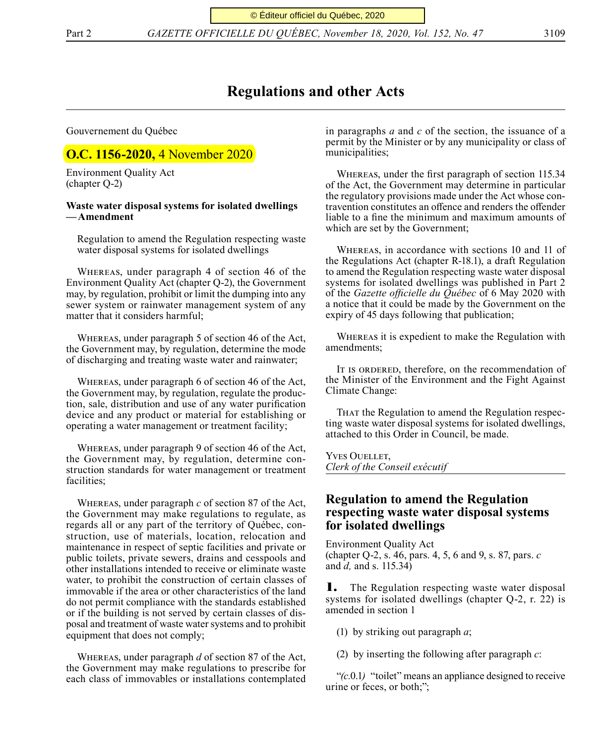# Regulations and other Acts

Gouvernement du Québec

## O.C. 1156-2020, 4 November 2020

Environment Quality Act
(chapter Q-2)

**Waste water disposal systems for isolated dwellings — Amendment**

Regulation to amend the Regulation respecting waste water disposal systems for isolated dwellings

WHEREAS, under paragraph 4 of section 46 of the Environment Quality Act (chapter Q-2), the Government may, by regulation, prohibit or limit the dumping into any sewer system or rainwater management system of any matter that it considers harmful;

WHEREAS, under paragraph 5 of section 46 of the Act, the Government may, by regulation, determine the mode of discharging and treating waste water and rainwater;

WHEREAS, under paragraph 6 of section 46 of the Act, the Government may, by regulation, regulate the production, sale, distribution and use of any water purification device and any product or material for establishing or operating a water management or treatment facility;

WHEREAS, under paragraph 9 of section 46 of the Act, the Government may, by regulation, determine construction standards for water management or treatment facilities;

WHEREAS, under paragraph *c* of section 87 of the Act, the Government may make regulations to regulate, as regards all or any part of the territory of Québec, construction, use of materials, location, relocation and maintenance in respect of septic facilities and private or public toilets, private sewers, drains and cesspools and other installations intended to receive or eliminate waste water, to prohibit the construction of certain classes of immovable if the area or other characteristics of the land do not permit compliance with the standards established or if the building is not served by certain classes of disposal and treatment of waste water systems and to prohibit equipment that does not comply;

WHEREAS, under paragraph *d* of section 87 of the Act, the Government may make regulations to prescribe for each class of immovables or installations contemplated in paragraphs *a* and *c* of the section, the issuance of a permit by the Minister or by any municipality or class of municipalities;

WHEREAS, under the first paragraph of section 115.34 of the Act, the Government may determine in particular the regulatory provisions made under the Act whose contravention constitutes an offence and renders the offender liable to a fine the minimum and maximum amounts of which are set by the Government;

WHEREAS, in accordance with sections 10 and 11 of the Regulations Act (chapter R-18.1), a draft Regulation to amend the Regulation respecting waste water disposal systems for isolated dwellings was published in Part 2 of the *Gazette officielle du Québec* of 6 May 2020 with a notice that it could be made by the Government on the expiry of 45 days following that publication;

WHEREAS it is expedient to make the Regulation with amendments;

IT IS ORDERED, therefore, on the recommendation of the Minister of the Environment and the Fight Against Climate Change:

THAT the Regulation to amend the Regulation respecting waste water disposal systems for isolated dwellings, attached to this Order in Council, be made.

YVES OUELLET,
*Clerk of the Conseil exécutif*

## Regulation to amend the Regulation respecting waste water disposal systems for isolated dwellings

Environment Quality Act
(chapter Q-2, s. 46, pars. 4, 5, 6 and 9, s. 87, pars. *c* and *d,* and s. 115.34)

**1.** The Regulation respecting waste water disposal systems for isolated dwellings (chapter Q-2, r. 22) is amended in section 1

(1) by striking out paragraph *a*;

(2) by inserting the following after paragraph *c*:

"*(c.*0.1*)* "toilet" means an appliance designed to receive urine or feces, or both;";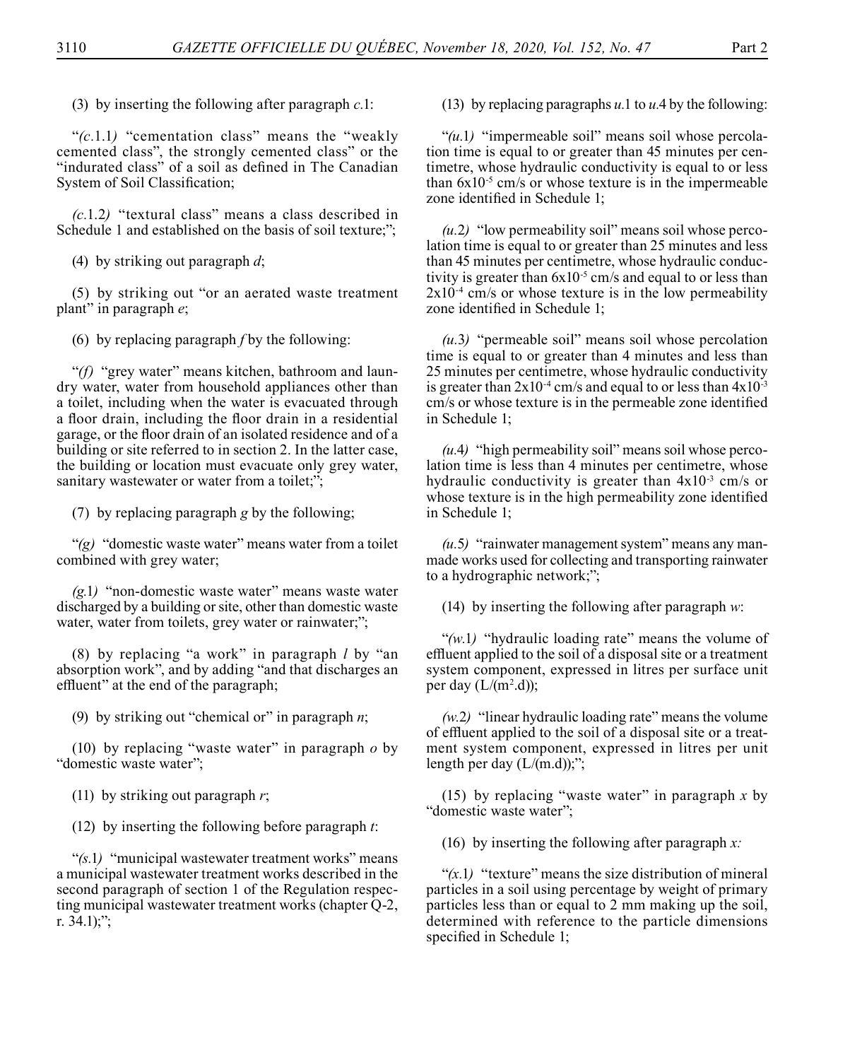(3) by inserting the following after paragraph *c*.1:

"*(c*.1.1*)* "cementation class" means the "weakly cemented class", the strongly cemented class" or the "indurated class" of a soil as defined in The Canadian System of Soil Classification;

*(c*.1.2*)* "textural class" means a class described in Schedule 1 and established on the basis of soil texture;";

(4) by striking out paragraph *d*;

(5) by striking out "or an aerated waste treatment plant" in paragraph *e*;

(6) by replacing paragraph *f* by the following:

"*(f)* "grey water" means kitchen, bathroom and laundry water, water from household appliances other than a toilet, including when the water is evacuated through a floor drain, including the floor drain in a residential garage, or the floor drain of an isolated residence and of a building or site referred to in section 2. In the latter case, the building or location must evacuate only grey water, sanitary wastewater or water from a toilet;";

(7) by replacing paragraph *g* by the following;

"*(g)* "domestic waste water" means water from a toilet combined with grey water;

*(g*.1*)* "non-domestic waste water" means waste water discharged by a building or site, other than domestic waste water, water from toilets, grey water or rainwater;";

(8) by replacing "a work" in paragraph *l* by "an absorption work", and by adding "and that discharges an effluent" at the end of the paragraph;

(9) by striking out "chemical or" in paragraph *n*;

(10) by replacing "waste water" in paragraph *o* by "domestic waste water";

(11) by striking out paragraph *r*;

(12) by inserting the following before paragraph *t*:

"*(s*.1*)* "municipal wastewater treatment works" means a municipal wastewater treatment works described in the second paragraph of section 1 of the Regulation respecting municipal wastewater treatment works (chapter Q-2, r. 34.1);";

(13) by replacing paragraphs *u*.1 to *u*.4 by the following:

"*(u*.1*)* "impermeable soil" means soil whose percolation time is equal to or greater than 45 minutes per centimetre, whose hydraulic conductivity is equal to or less than $6x10^{-5}$ cm/s or whose texture is in the impermeable zone identified in Schedule 1;

*(u*.2*)* "low permeability soil" means soil whose percolation time is equal to or greater than 25 minutes and less than 45 minutes per centimetre, whose hydraulic conductivity is greater than $6x10^{-5}$ cm/s and equal to or less than $2x10^{-4}$ cm/s or whose texture is in the low permeability zone identified in Schedule 1;

*(u*.3*)* "permeable soil" means soil whose percolation time is equal to or greater than 4 minutes and less than 25 minutes per centimetre, whose hydraulic conductivity is greater than $2x10^{-4}$ cm/s and equal to or less than $4x10^{-3}$ cm/s or whose texture is in the permeable zone identified in Schedule 1;

*(u*.4*)* "high permeability soil" means soil whose percolation time is less than 4 minutes per centimetre, whose hydraulic conductivity is greater than $4x10^{-3}$ cm/s or whose texture is in the high permeability zone identified in Schedule 1;

*(u*.5*)* "rainwater management system" means any man-made works used for collecting and transporting rainwater to a hydrographic network;";

(14) by inserting the following after paragraph *w*:

"*(w*.1*)* "hydraulic loading rate" means the volume of effluent applied to the soil of a disposal site or a treatment system component, expressed in litres per surface unit per day ($L/(m^2.d)$);

*(w*.2*)* "linear hydraulic loading rate" means the volume of effluent applied to the soil of a disposal site or a treatment system component, expressed in litres per unit length per day (L/(m.d));";

(15) by replacing "waste water" in paragraph *x* by "domestic waste water";

(16) by inserting the following after paragraph *x:*

"*(x*.1*)* "texture" means the size distribution of mineral particles in a soil using percentage by weight of primary particles less than or equal to 2 mm making up the soil, determined with reference to the particle dimensions specified in Schedule 1;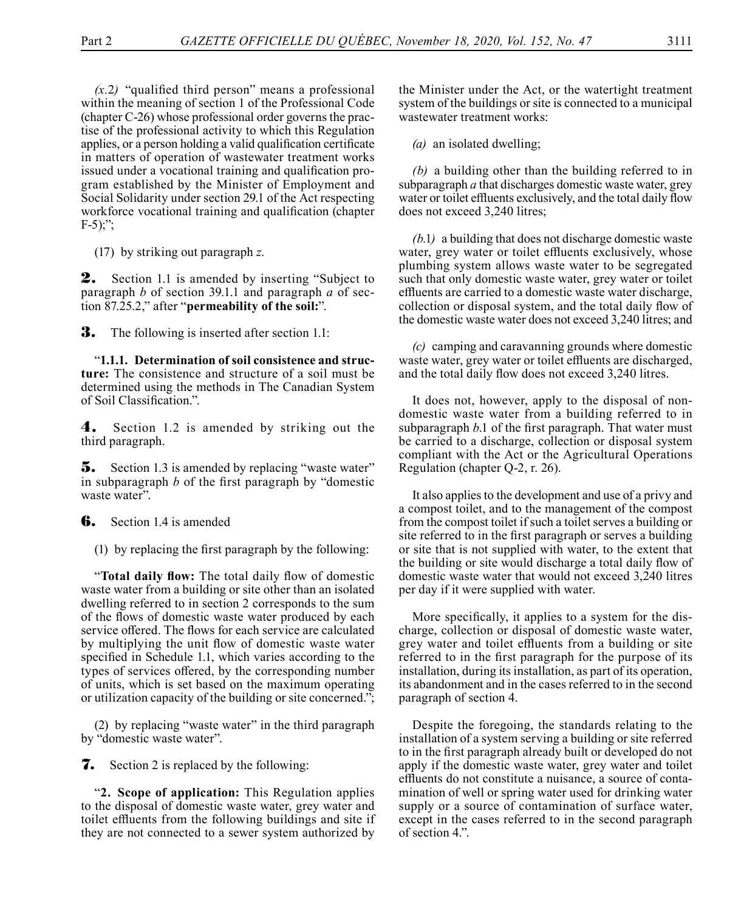*(x.2)* "qualified third person" means a professional within the meaning of section 1 of the Professional Code (chapter C-26) whose professional order governs the practise of the professional activity to which this Regulation applies, or a person holding a valid qualification certificate in matters of operation of wastewater treatment works issued under a vocational training and qualification program established by the Minister of Employment and Social Solidarity under section 29.1 of the Act respecting workforce vocational training and qualification (chapter F-5);";

(17) by striking out paragraph *z*.

**2.** Section 1.1 is amended by inserting "Subject to paragraph *b* of section 39.1.1 and paragraph *a* of section 87.25.2," after "**permeability of the soil:**".

**3.** The following is inserted after section 1.1:

"**1.1.1. Determination of soil consistence and structure:** The consistence and structure of a soil must be determined using the methods in The Canadian System of Soil Classification.".

**4.** Section 1.2 is amended by striking out the third paragraph.

**5.** Section 1.3 is amended by replacing "waste water" in subparagraph *b* of the first paragraph by "domestic waste water".

**6.** Section 1.4 is amended

(1) by replacing the first paragraph by the following:

"**Total daily flow:** The total daily flow of domestic waste water from a building or site other than an isolated dwelling referred to in section 2 corresponds to the sum of the flows of domestic waste water produced by each service offered. The flows for each service are calculated by multiplying the unit flow of domestic waste water specified in Schedule 1.1, which varies according to the types of services offered, by the corresponding number of units, which is set based on the maximum operating or utilization capacity of the building or site concerned.";

(2) by replacing "waste water" in the third paragraph by "domestic waste water".

**7.** Section 2 is replaced by the following:

"**2. Scope of application:** This Regulation applies to the disposal of domestic waste water, grey water and toilet effluents from the following buildings and site if they are not connected to a sewer system authorized by the Minister under the Act, or the watertight treatment system of the buildings or site is connected to a municipal wastewater treatment works:

*(a)* an isolated dwelling;

*(b)* a building other than the building referred to in subparagraph *a* that discharges domestic waste water, grey water or toilet effluents exclusively, and the total daily flow does not exceed 3,240 litres;

*(b.1)* a building that does not discharge domestic waste water, grey water or toilet effluents exclusively, whose plumbing system allows waste water to be segregated such that only domestic waste water, grey water or toilet effluents are carried to a domestic waste water discharge, collection or disposal system, and the total daily flow of the domestic waste water does not exceed 3,240 litres; and

*(c)* camping and caravanning grounds where domestic waste water, grey water or toilet effluents are discharged, and the total daily flow does not exceed 3,240 litres.

It does not, however, apply to the disposal of non-domestic waste water from a building referred to in subparagraph *b*.1 of the first paragraph. That water must be carried to a discharge, collection or disposal system compliant with the Act or the Agricultural Operations Regulation (chapter Q-2, r. 26).

It also applies to the development and use of a privy and a compost toilet, and to the management of the compost from the compost toilet if such a toilet serves a building or site referred to in the first paragraph or serves a building or site that is not supplied with water, to the extent that the building or site would discharge a total daily flow of domestic waste water that would not exceed 3,240 litres per day if it were supplied with water.

More specifically, it applies to a system for the discharge, collection or disposal of domestic waste water, grey water and toilet effluents from a building or site referred to in the first paragraph for the purpose of its installation, during its installation, as part of its operation, its abandonment and in the cases referred to in the second paragraph of section 4.

Despite the foregoing, the standards relating to the installation of a system serving a building or site referred to in the first paragraph already built or developed do not apply if the domestic waste water, grey water and toilet effluents do not constitute a nuisance, a source of contamination of well or spring water used for drinking water supply or a source of contamination of surface water, except in the cases referred to in the second paragraph of section 4.".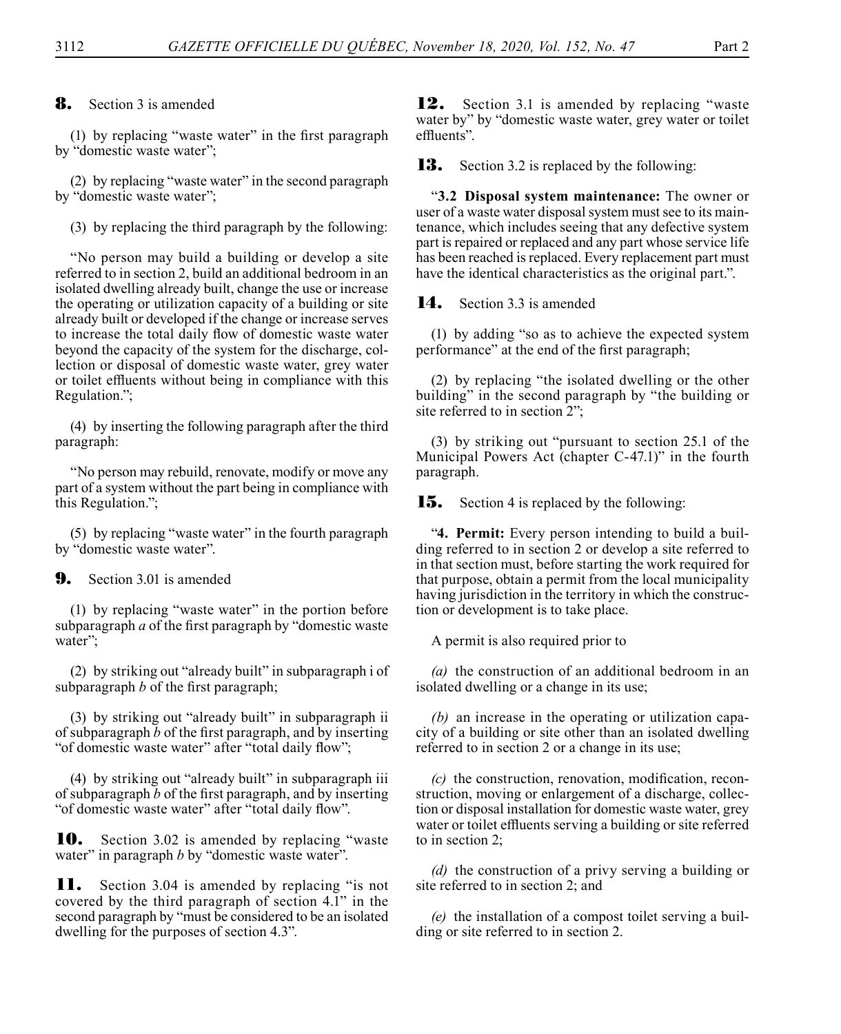**8.** Section 3 is amended

(1) by replacing "waste water" in the first paragraph by "domestic waste water";

(2) by replacing "waste water" in the second paragraph by "domestic waste water";

(3) by replacing the third paragraph by the following:

"No person may build a building or develop a site referred to in section 2, build an additional bedroom in an isolated dwelling already built, change the use or increase the operating or utilization capacity of a building or site already built or developed if the change or increase serves to increase the total daily flow of domestic waste water beyond the capacity of the system for the discharge, collection or disposal of domestic waste water, grey water or toilet effluents without being in compliance with this Regulation.";

(4) by inserting the following paragraph after the third paragraph:

"No person may rebuild, renovate, modify or move any part of a system without the part being in compliance with this Regulation.";

(5) by replacing "waste water" in the fourth paragraph by "domestic waste water".

**9.** Section 3.01 is amended

(1) by replacing "waste water" in the portion before subparagraph *a* of the first paragraph by "domestic waste water";

(2) by striking out "already built" in subparagraph i of subparagraph *b* of the first paragraph;

(3) by striking out "already built" in subparagraph ii of subparagraph *b* of the first paragraph, and by inserting "of domestic waste water" after "total daily flow";

(4) by striking out "already built" in subparagraph iii of subparagraph *b* of the first paragraph, and by inserting "of domestic waste water" after "total daily flow".

**10.** Section 3.02 is amended by replacing "waste water" in paragraph *b* by "domestic waste water".

**11.** Section 3.04 is amended by replacing "is not covered by the third paragraph of section 4.1" in the second paragraph by "must be considered to be an isolated dwelling for the purposes of section 4.3".

**12.** Section 3.1 is amended by replacing "waste water by" by "domestic waste water, grey water or toilet effluents".

**13.** Section 3.2 is replaced by the following:

"**3.2 Disposal system maintenance:** The owner or user of a waste water disposal system must see to its maintenance, which includes seeing that any defective system part is repaired or replaced and any part whose service life has been reached is replaced. Every replacement part must have the identical characteristics as the original part.".

**14.** Section 3.3 is amended

(1) by adding "so as to achieve the expected system performance" at the end of the first paragraph;

(2) by replacing "the isolated dwelling or the other building" in the second paragraph by "the building or site referred to in section 2";

(3) by striking out "pursuant to section 25.1 of the Municipal Powers Act (chapter C-47.1)" in the fourth paragraph.

**15.** Section 4 is replaced by the following:

"**4. Permit:** Every person intending to build a building referred to in section 2 or develop a site referred to in that section must, before starting the work required for that purpose, obtain a permit from the local municipality having jurisdiction in the territory in which the construction or development is to take place.

A permit is also required prior to

*(a)* the construction of an additional bedroom in an isolated dwelling or a change in its use;

*(b)* an increase in the operating or utilization capacity of a building or site other than an isolated dwelling referred to in section 2 or a change in its use;

*(c)* the construction, renovation, modification, reconstruction, moving or enlargement of a discharge, collection or disposal installation for domestic waste water, grey water or toilet effluents serving a building or site referred to in section 2;

*(d)* the construction of a privy serving a building or site referred to in section 2; and

*(e)* the installation of a compost toilet serving a building or site referred to in section 2.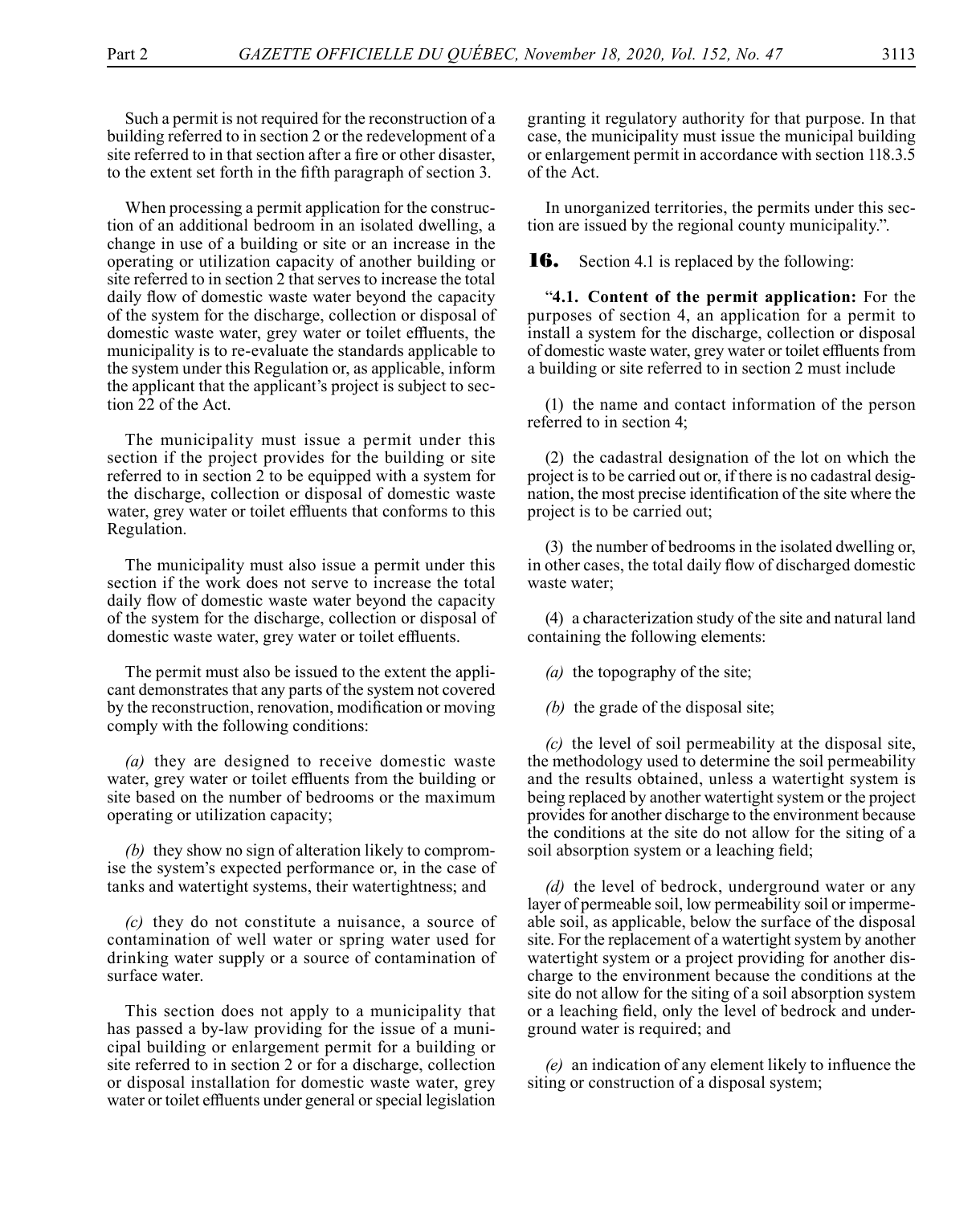Such a permit is not required for the reconstruction of a building referred to in section 2 or the redevelopment of a site referred to in that section after a fire or other disaster, to the extent set forth in the fifth paragraph of section 3.

When processing a permit application for the construction of an additional bedroom in an isolated dwelling, a change in use of a building or site or an increase in the operating or utilization capacity of another building or site referred to in section 2 that serves to increase the total daily flow of domestic waste water beyond the capacity of the system for the discharge, collection or disposal of domestic waste water, grey water or toilet effluents, the municipality is to re-evaluate the standards applicable to the system under this Regulation or, as applicable, inform the applicant that the applicant's project is subject to section 22 of the Act.

The municipality must issue a permit under this section if the project provides for the building or site referred to in section 2 to be equipped with a system for the discharge, collection or disposal of domestic waste water, grey water or toilet effluents that conforms to this Regulation.

The municipality must also issue a permit under this section if the work does not serve to increase the total daily flow of domestic waste water beyond the capacity of the system for the discharge, collection or disposal of domestic waste water, grey water or toilet effluents.

The permit must also be issued to the extent the applicant demonstrates that any parts of the system not covered by the reconstruction, renovation, modification or moving comply with the following conditions:

*(a)* they are designed to receive domestic waste water, grey water or toilet effluents from the building or site based on the number of bedrooms or the maximum operating or utilization capacity;

*(b)* they show no sign of alteration likely to compromise the system's expected performance or, in the case of tanks and watertight systems, their watertightness; and

*(c)* they do not constitute a nuisance, a source of contamination of well water or spring water used for drinking water supply or a source of contamination of surface water.

This section does not apply to a municipality that has passed a by-law providing for the issue of a municipal building or enlargement permit for a building or site referred to in section 2 or for a discharge, collection or disposal installation for domestic waste water, grey water or toilet effluents under general or special legislation granting it regulatory authority for that purpose. In that case, the municipality must issue the municipal building or enlargement permit in accordance with section 118.3.5 of the Act.

In unorganized territories, the permits under this section are issued by the regional county municipality.".

**16.** Section 4.1 is replaced by the following:

"**4.1. Content of the permit application:** For the purposes of section 4, an application for a permit to install a system for the discharge, collection or disposal of domestic waste water, grey water or toilet effluents from a building or site referred to in section 2 must include

(1) the name and contact information of the person referred to in section 4;

(2) the cadastral designation of the lot on which the project is to be carried out or, if there is no cadastral designation, the most precise identification of the site where the project is to be carried out;

(3) the number of bedrooms in the isolated dwelling or, in other cases, the total daily flow of discharged domestic waste water;

(4) a characterization study of the site and natural land containing the following elements:

*(a)* the topography of the site;

*(b)* the grade of the disposal site;

*(c)* the level of soil permeability at the disposal site, the methodology used to determine the soil permeability and the results obtained, unless a watertight system is being replaced by another watertight system or the project provides for another discharge to the environment because the conditions at the site do not allow for the siting of a soil absorption system or a leaching field;

*(d)* the level of bedrock, underground water or any layer of permeable soil, low permeability soil or impermeable soil, as applicable, below the surface of the disposal site. For the replacement of a watertight system by another watertight system or a project providing for another discharge to the environment because the conditions at the site do not allow for the siting of a soil absorption system or a leaching field, only the level of bedrock and underground water is required; and

*(e)* an indication of any element likely to influence the siting or construction of a disposal system;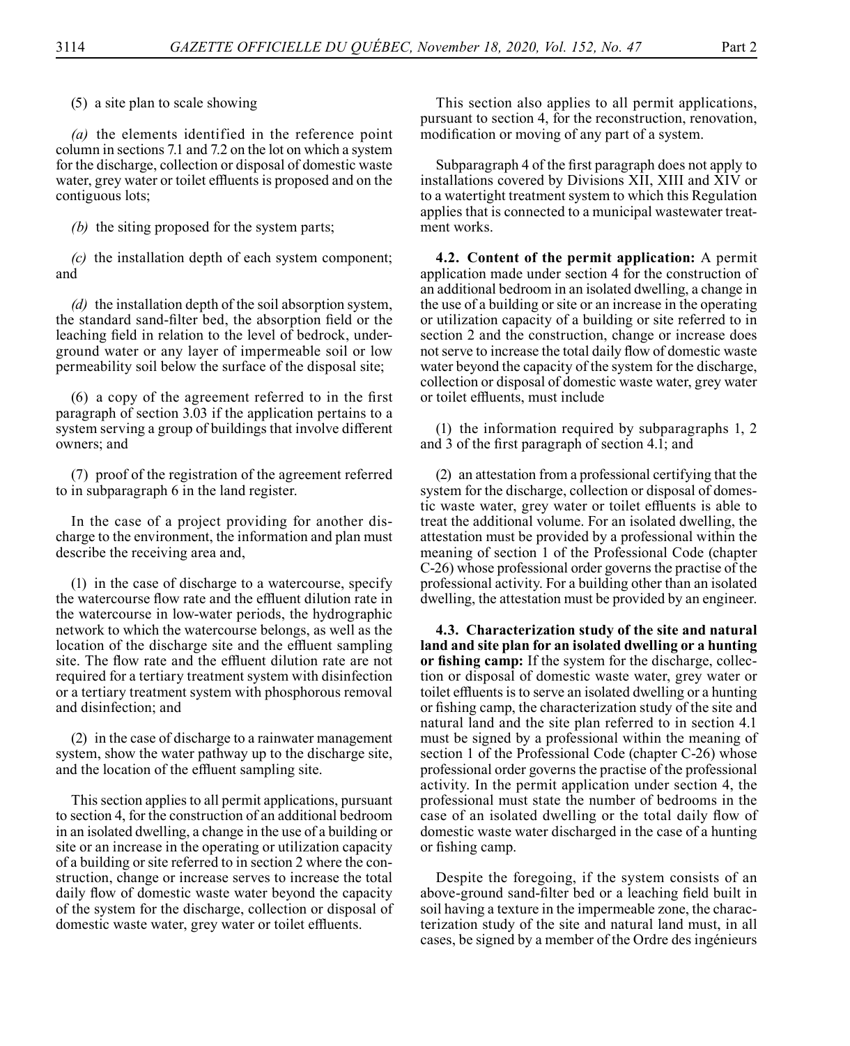(5) a site plan to scale showing

*(a)* the elements identified in the reference point column in sections 7.1 and 7.2 on the lot on which a system for the discharge, collection or disposal of domestic waste water, grey water or toilet effluents is proposed and on the contiguous lots;

*(b)* the siting proposed for the system parts;

*(c)* the installation depth of each system component; and

*(d)* the installation depth of the soil absorption system, the standard sand-filter bed, the absorption field or the leaching field in relation to the level of bedrock, underground water or any layer of impermeable soil or low permeability soil below the surface of the disposal site;

(6) a copy of the agreement referred to in the first paragraph of section 3.03 if the application pertains to a system serving a group of buildings that involve different owners; and

(7) proof of the registration of the agreement referred to in subparagraph 6 in the land register.

In the case of a project providing for another discharge to the environment, the information and plan must describe the receiving area and,

(1) in the case of discharge to a watercourse, specify the watercourse flow rate and the effluent dilution rate in the watercourse in low-water periods, the hydrographic network to which the watercourse belongs, as well as the location of the discharge site and the effluent sampling site. The flow rate and the effluent dilution rate are not required for a tertiary treatment system with disinfection or a tertiary treatment system with phosphorous removal and disinfection; and

(2) in the case of discharge to a rainwater management system, show the water pathway up to the discharge site, and the location of the effluent sampling site.

This section applies to all permit applications, pursuant to section 4, for the construction of an additional bedroom in an isolated dwelling, a change in the use of a building or site or an increase in the operating or utilization capacity of a building or site referred to in section 2 where the construction, change or increase serves to increase the total daily flow of domestic waste water beyond the capacity of the system for the discharge, collection or disposal of domestic waste water, grey water or toilet effluents.

This section also applies to all permit applications, pursuant to section 4, for the reconstruction, renovation, modification or moving of any part of a system.

Subparagraph 4 of the first paragraph does not apply to installations covered by Divisions XII, XIII and XIV or to a watertight treatment system to which this Regulation applies that is connected to a municipal wastewater treatment works.

**4.2. Content of the permit application:** A permit application made under section 4 for the construction of an additional bedroom in an isolated dwelling, a change in the use of a building or site or an increase in the operating or utilization capacity of a building or site referred to in section 2 and the construction, change or increase does not serve to increase the total daily flow of domestic waste water beyond the capacity of the system for the discharge, collection or disposal of domestic waste water, grey water or toilet effluents, must include

(1) the information required by subparagraphs 1, 2 and 3 of the first paragraph of section 4.1; and

(2) an attestation from a professional certifying that the system for the discharge, collection or disposal of domestic waste water, grey water or toilet effluents is able to treat the additional volume. For an isolated dwelling, the attestation must be provided by a professional within the meaning of section 1 of the Professional Code (chapter C-26) whose professional order governs the practise of the professional activity. For a building other than an isolated dwelling, the attestation must be provided by an engineer.

**4.3. Characterization study of the site and natural land and site plan for an isolated dwelling or a hunting or fishing camp:** If the system for the discharge, collection or disposal of domestic waste water, grey water or toilet effluents is to serve an isolated dwelling or a hunting or fishing camp, the characterization study of the site and natural land and the site plan referred to in section 4.1 must be signed by a professional within the meaning of section 1 of the Professional Code (chapter C-26) whose professional order governs the practise of the professional activity. In the permit application under section 4, the professional must state the number of bedrooms in the case of an isolated dwelling or the total daily flow of domestic waste water discharged in the case of a hunting or fishing camp.

Despite the foregoing, if the system consists of an above-ground sand-filter bed or a leaching field built in soil having a texture in the impermeable zone, the characterization study of the site and natural land must, in all cases, be signed by a member of the Ordre des ingénieurs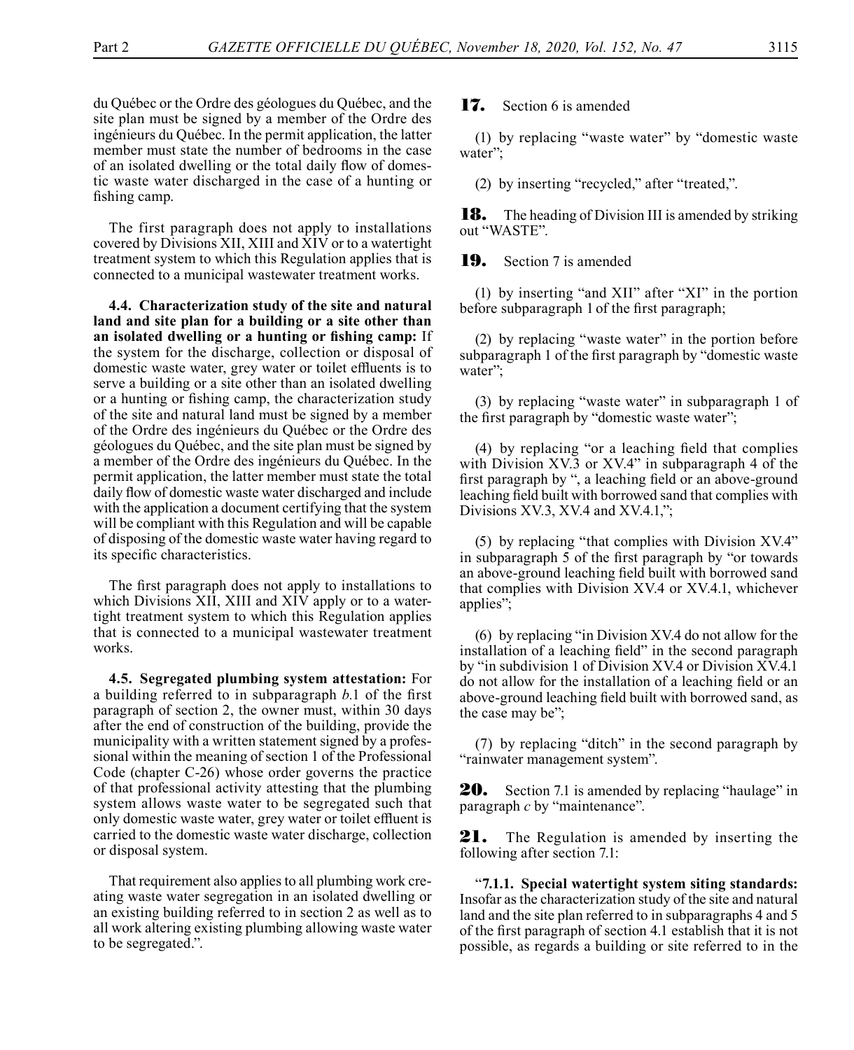du Québec or the Ordre des géologues du Québec, and the site plan must be signed by a member of the Ordre des ingénieurs du Québec. In the permit application, the latter member must state the number of bedrooms in the case of an isolated dwelling or the total daily flow of domestic waste water discharged in the case of a hunting or fishing camp.

The first paragraph does not apply to installations covered by Divisions XII, XIII and XIV or to a watertight treatment system to which this Regulation applies that is connected to a municipal wastewater treatment works.

**4.4. Characterization study of the site and natural land and site plan for a building or a site other than an isolated dwelling or a hunting or fishing camp:** If the system for the discharge, collection or disposal of domestic waste water, grey water or toilet effluents is to serve a building or a site other than an isolated dwelling or a hunting or fishing camp, the characterization study of the site and natural land must be signed by a member of the Ordre des ingénieurs du Québec or the Ordre des géologues du Québec, and the site plan must be signed by a member of the Ordre des ingénieurs du Québec. In the permit application, the latter member must state the total daily flow of domestic waste water discharged and include with the application a document certifying that the system will be compliant with this Regulation and will be capable of disposing of the domestic waste water having regard to its specific characteristics.

The first paragraph does not apply to installations to which Divisions XII, XIII and XIV apply or to a watertight treatment system to which this Regulation applies that is connected to a municipal wastewater treatment works.

**4.5. Segregated plumbing system attestation:** For a building referred to in subparagraph *b*.1 of the first paragraph of section 2, the owner must, within 30 days after the end of construction of the building, provide the municipality with a written statement signed by a professional within the meaning of section 1 of the Professional Code (chapter C-26) whose order governs the practice of that professional activity attesting that the plumbing system allows waste water to be segregated such that only domestic waste water, grey water or toilet effluent is carried to the domestic waste water discharge, collection or disposal system.

That requirement also applies to all plumbing work creating waste water segregation in an isolated dwelling or an existing building referred to in section 2 as well as to all work altering existing plumbing allowing waste water to be segregated.".

**17.** Section 6 is amended

(1) by replacing "waste water" by "domestic waste water";

(2) by inserting "recycled," after "treated,".

**18.** The heading of Division III is amended by striking out "WASTE".

**19.** Section 7 is amended

(1) by inserting "and XII" after "XI" in the portion before subparagraph 1 of the first paragraph;

(2) by replacing "waste water" in the portion before subparagraph 1 of the first paragraph by "domestic waste water";

(3) by replacing "waste water" in subparagraph 1 of the first paragraph by "domestic waste water";

(4) by replacing "or a leaching field that complies with Division XV.3 or XV.4" in subparagraph 4 of the first paragraph by ", a leaching field or an above-ground leaching field built with borrowed sand that complies with Divisions XV.3, XV.4 and XV.4.1,";

(5) by replacing "that complies with Division XV.4" in subparagraph 5 of the first paragraph by "or towards an above-ground leaching field built with borrowed sand that complies with Division XV.4 or XV.4.1, whichever applies";

(6) by replacing "in Division XV.4 do not allow for the installation of a leaching field" in the second paragraph by "in subdivision 1 of Division XV.4 or Division XV.4.1 do not allow for the installation of a leaching field or an above-ground leaching field built with borrowed sand, as the case may be";

(7) by replacing "ditch" in the second paragraph by "rainwater management system".

**20.** Section 7.1 is amended by replacing "haulage" in paragraph *c* by "maintenance".

**21.** The Regulation is amended by inserting the following after section 7.1:

"**7.1.1. Special watertight system siting standards:** Insofar as the characterization study of the site and natural land and the site plan referred to in subparagraphs 4 and 5 of the first paragraph of section 4.1 establish that it is not possible, as regards a building or site referred to in the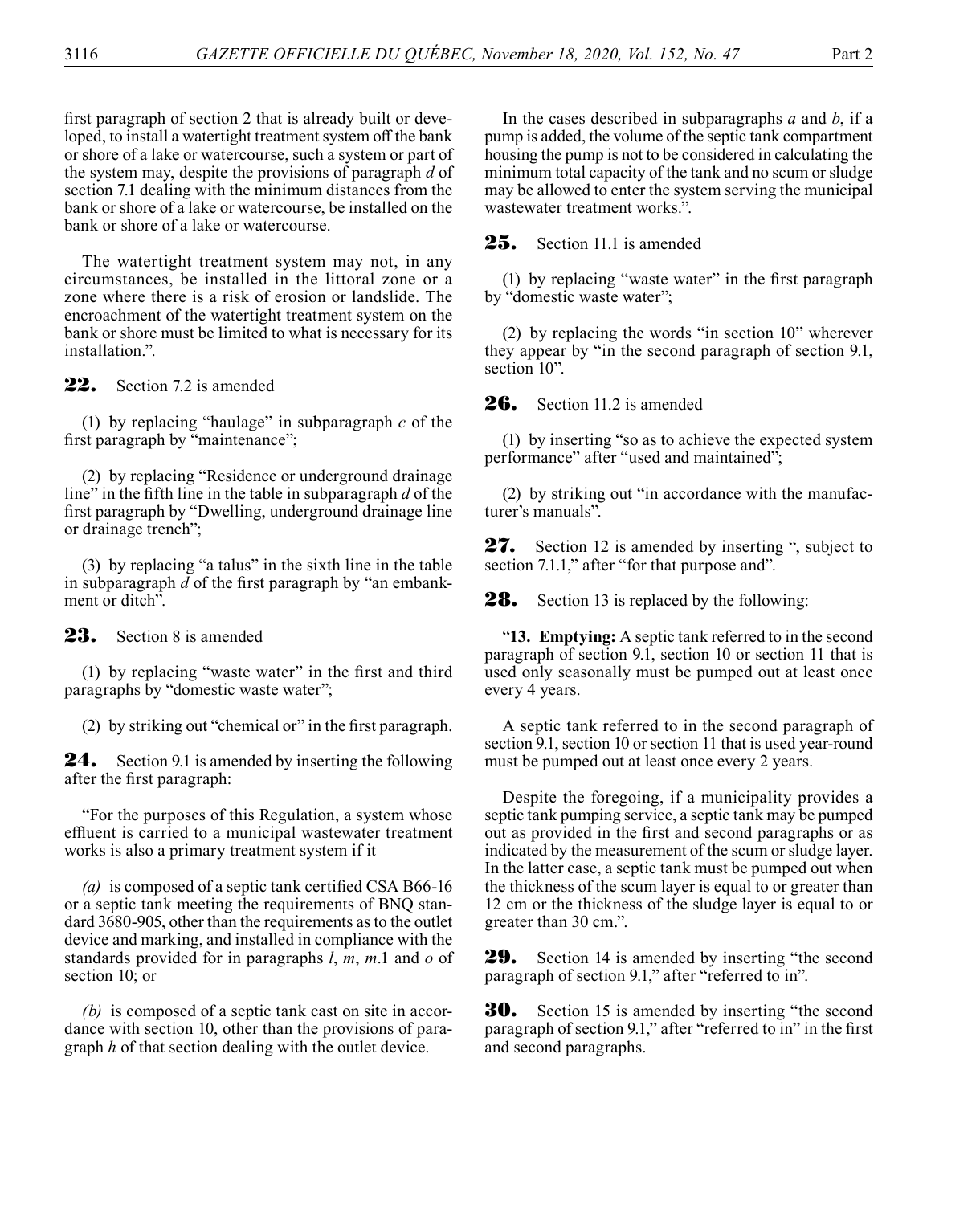first paragraph of section 2 that is already built or developed, to install a watertight treatment system off the bank or shore of a lake or watercourse, such a system or part of the system may, despite the provisions of paragraph *d* of section 7.1 dealing with the minimum distances from the bank or shore of a lake or watercourse, be installed on the bank or shore of a lake or watercourse.

The watertight treatment system may not, in any circumstances, be installed in the littoral zone or a zone where there is a risk of erosion or landslide. The encroachment of the watertight treatment system on the bank or shore must be limited to what is necessary for its installation.".

**22.** Section 7.2 is amended

(1) by replacing "haulage" in subparagraph *c* of the first paragraph by "maintenance";

(2) by replacing "Residence or underground drainage line" in the fifth line in the table in subparagraph *d* of the first paragraph by "Dwelling, underground drainage line or drainage trench";

(3) by replacing "a talus" in the sixth line in the table in subparagraph *d* of the first paragraph by "an embankment or ditch".

**23.** Section 8 is amended

(1) by replacing "waste water" in the first and third paragraphs by "domestic waste water";

(2) by striking out "chemical or" in the first paragraph.

**24.** Section 9.1 is amended by inserting the following after the first paragraph:

"For the purposes of this Regulation, a system whose effluent is carried to a municipal wastewater treatment works is also a primary treatment system if it

*(a)* is composed of a septic tank certified CSA B66-16 or a septic tank meeting the requirements of BNQ standard 3680-905, other than the requirements as to the outlet device and marking, and installed in compliance with the standards provided for in paragraphs *l*, *m*, *m*.1 and *o* of section 10; or

*(b)* is composed of a septic tank cast on site in accordance with section 10, other than the provisions of paragraph *h* of that section dealing with the outlet device.

In the cases described in subparagraphs *a* and *b*, if a pump is added, the volume of the septic tank compartment housing the pump is not to be considered in calculating the minimum total capacity of the tank and no scum or sludge may be allowed to enter the system serving the municipal wastewater treatment works.".

**25.** Section 11.1 is amended

(1) by replacing "waste water" in the first paragraph by "domestic waste water";

(2) by replacing the words "in section 10" wherever they appear by "in the second paragraph of section 9.1, section 10".

**26.** Section 11.2 is amended

(1) by inserting "so as to achieve the expected system performance" after "used and maintained";

(2) by striking out "in accordance with the manufacturer's manuals".

**27.** Section 12 is amended by inserting ", subject to section 7.1.1," after "for that purpose and".

**28.** Section 13 is replaced by the following:

"**13. Emptying:** A septic tank referred to in the second paragraph of section 9.1, section 10 or section 11 that is used only seasonally must be pumped out at least once every 4 years.

A septic tank referred to in the second paragraph of section 9.1, section 10 or section 11 that is used year-round must be pumped out at least once every 2 years.

Despite the foregoing, if a municipality provides a septic tank pumping service, a septic tank may be pumped out as provided in the first and second paragraphs or as indicated by the measurement of the scum or sludge layer. In the latter case, a septic tank must be pumped out when the thickness of the scum layer is equal to or greater than 12 cm or the thickness of the sludge layer is equal to or greater than 30 cm.".

**29.** Section 14 is amended by inserting "the second paragraph of section 9.1," after "referred to in".

**30.** Section 15 is amended by inserting "the second paragraph of section 9.1," after "referred to in" in the first and second paragraphs.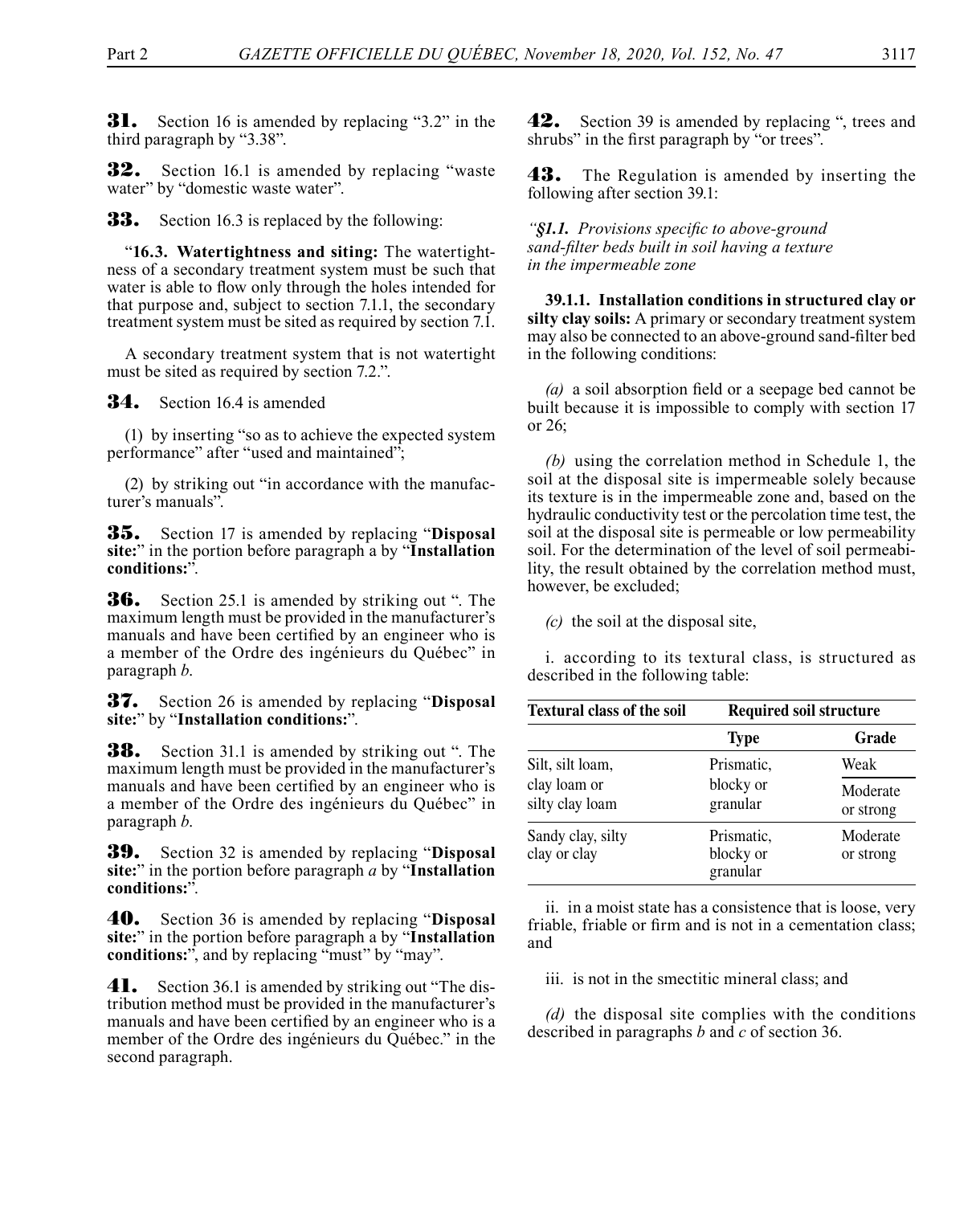**31.** Section 16 is amended by replacing "3.2" in the third paragraph by "3.38".

**32.** Section 16.1 is amended by replacing "waste water" by "domestic waste water".

**33.** Section 16.3 is replaced by the following:

"**16.3. Watertightness and siting:** The watertightness of a secondary treatment system must be such that water is able to flow only through the holes intended for that purpose and, subject to section 7.1.1, the secondary treatment system must be sited as required by section 7.1.

A secondary treatment system that is not watertight must be sited as required by section 7.2.".

**34.** Section 16.4 is amended

(1) by inserting "so as to achieve the expected system performance" after "used and maintained";

(2) by striking out "in accordance with the manufacturer's manuals".

**35.** Section 17 is amended by replacing "**Disposal site:**" in the portion before paragraph a by "**Installation conditions:**".

**36.** Section 25.1 is amended by striking out ". The maximum length must be provided in the manufacturer's manuals and have been certified by an engineer who is a member of the Ordre des ingénieurs du Québec" in paragraph *b*.

**37.** Section 26 is amended by replacing "**Disposal site:**" by "**Installation conditions:**".

**38.** Section 31.1 is amended by striking out ". The maximum length must be provided in the manufacturer's manuals and have been certified by an engineer who is a member of the Ordre des ingénieurs du Québec" in paragraph *b*.

**39.** Section 32 is amended by replacing "**Disposal site:**" in the portion before paragraph *a* by "**Installation conditions:**".

**40.** Section 36 is amended by replacing "**Disposal site:**" in the portion before paragraph a by "**Installation conditions:**", and by replacing "must" by "may".

**41.** Section 36.1 is amended by striking out "The distribution method must be provided in the manufacturer's manuals and have been certified by an engineer who is a member of the Ordre des ingénieurs du Québec." in the second paragraph.

**42.** Section 39 is amended by replacing ", trees and shrubs" in the first paragraph by "or trees".

**43.** The Regulation is amended by inserting the following after section 39.1:

*"§1.1. Provisions specific to above-ground sand-filter beds built in soil having a texture in the impermeable zone*

**39.1.1. Installation conditions in structured clay or silty clay soils:** A primary or secondary treatment system may also be connected to an above-ground sand-filter bed in the following conditions:

*(a)* a soil absorption field or a seepage bed cannot be built because it is impossible to comply with section 17 or 26;

*(b)* using the correlation method in Schedule 1, the soil at the disposal site is impermeable solely because its texture is in the impermeable zone and, based on the hydraulic conductivity test or the percolation time test, the soil at the disposal site is permeable or low permeability soil. For the determination of the level of soil permeability, the result obtained by the correlation method must, however, be excluded;

*(c)* the soil at the disposal site,

i. according to its textural class, is structured as described in the following table:

| Textural class of the soil | Required soil structure | |
|---|---|---|
| | Type | Grade |
| Silt, silt loam, clay loam or silty clay loam | Prismatic, blocky or granular | Weak |
| | | Moderate or strong |
| Sandy clay, silty clay or clay | Prismatic, blocky or granular | Moderate or strong |

ii. in a moist state has a consistence that is loose, very friable, friable or firm and is not in a cementation class; and

iii. is not in the smectitic mineral class; and

*(d)* the disposal site complies with the conditions described in paragraphs *b* and *c* of section 36.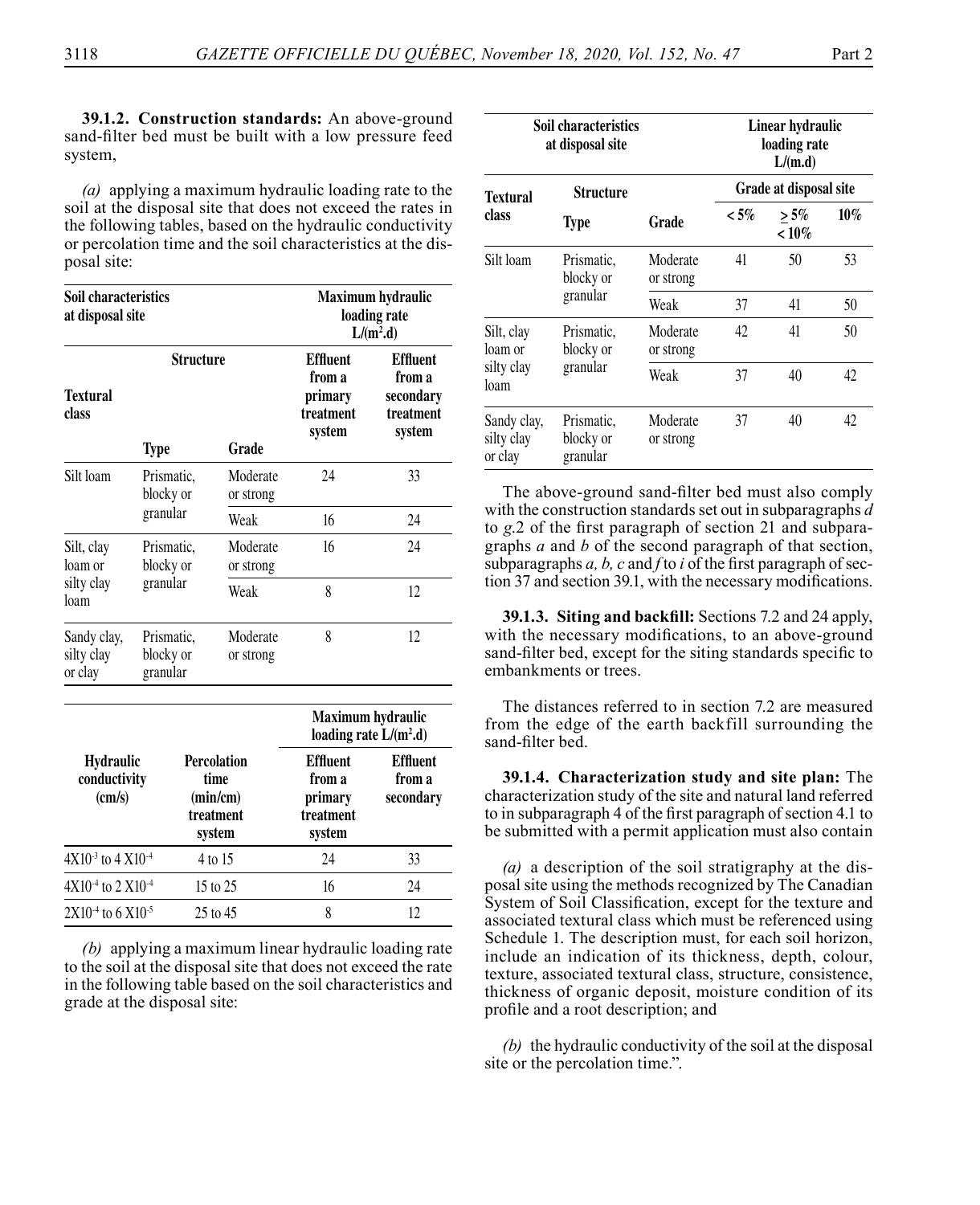**39.1.2. Construction standards:** An above-ground sand-filter bed must be built with a low pressure feed system,

*(a)* applying a maximum hydraulic loading rate to the soil at the disposal site that does not exceed the rates in the following tables, based on the hydraulic conductivity or percolation time and the soil characteristics at the disposal site:

| Soil characteristics at disposal site | | | Maximum hydraulic loading rate $L/(m^2.d)$ | |
|---|---|---|---|---|
| Textural class | Structure | | Effluent from a primary treatment system | Effluent from a secondary treatment system |
| | Type | Grade | | |
| Silt loam | Prismatic, blocky or granular | Moderate or strong | 24 | 33 |
| | | Weak | 16 | 24 |
| Silt, clay loam or silty clay loam | Prismatic, blocky or granular | Moderate or strong | 16 | 24 |
| | | Weak | 8 | 12 |
| Sandy clay, silty clay or clay | Prismatic, blocky or granular | Moderate or strong | 8 | 12 |

| Hydraulic conductivity (cm/s) | Percolation time (min/cm) | Maximum hydraulic loading rate $L/(m^2.d)$ Effluent from a primary treatment system | Effluent from a secondary |
|---|---|---|---|
| $4X10^{-3}$ to $4X10^{-4}$ | 4 to 15 | 24 | 33 |
| $4X10^{-4}$ to $2X10^{-4}$ | 15 to 25 | 16 | 24 |
| $2X10^{-4}$ to $6X10^{-5}$ | 25 to 45 | 8 | 12 |

*(b)* applying a maximum linear hydraulic loading rate to the soil at the disposal site that does not exceed the rate in the following table based on the soil characteristics and grade at the disposal site:

| Soil characteristics at disposal site | | | Linear hydraulic loading rate L/(m.d) | | |
|---|---|---|---|---|---|
| Textural class | Structure | | Grade at disposal site | | |
| | Type | Grade | < 5% | ≥ 5% < 10% | 10% |
| Silt loam | Prismatic, blocky or granular | Moderate or strong | 41 | 50 | 53 |
| | | Weak | 37 | 41 | 50 |
| Silt, clay loam or silty clay loam | Prismatic, blocky or granular | Moderate or strong | 42 | 41 | 50 |
| | | Weak | 37 | 40 | 42 |
| Sandy clay, silty clay or clay | Prismatic, blocky or granular | Moderate or strong | 37 | 40 | 42 |

The above-ground sand-filter bed must also comply with the construction standards set out in subparagraphs *d* to *g*.2 of the first paragraph of section 21 and subparagraphs *a* and *b* of the second paragraph of that section, subparagraphs *a, b, c* and *f* to *i* of the first paragraph of section 37 and section 39.1, with the necessary modifications.

**39.1.3. Siting and backfill:** Sections 7.2 and 24 apply, with the necessary modifications, to an above-ground sand-filter bed, except for the siting standards specific to embankments or trees.

The distances referred to in section 7.2 are measured from the edge of the earth backfill surrounding the sand-filter bed.

**39.1.4. Characterization study and site plan:** The characterization study of the site and natural land referred to in subparagraph 4 of the first paragraph of section 4.1 to be submitted with a permit application must also contain

*(a)* a description of the soil stratigraphy at the disposal site using the methods recognized by The Canadian System of Soil Classification, except for the texture and associated textural class which must be referenced using Schedule 1. The description must, for each soil horizon, include an indication of its thickness, depth, colour, texture, associated textural class, structure, consistence, thickness of organic deposit, moisture condition of its profile and a root description; and

*(b)* the hydraulic conductivity of the soil at the disposal site or the percolation time.".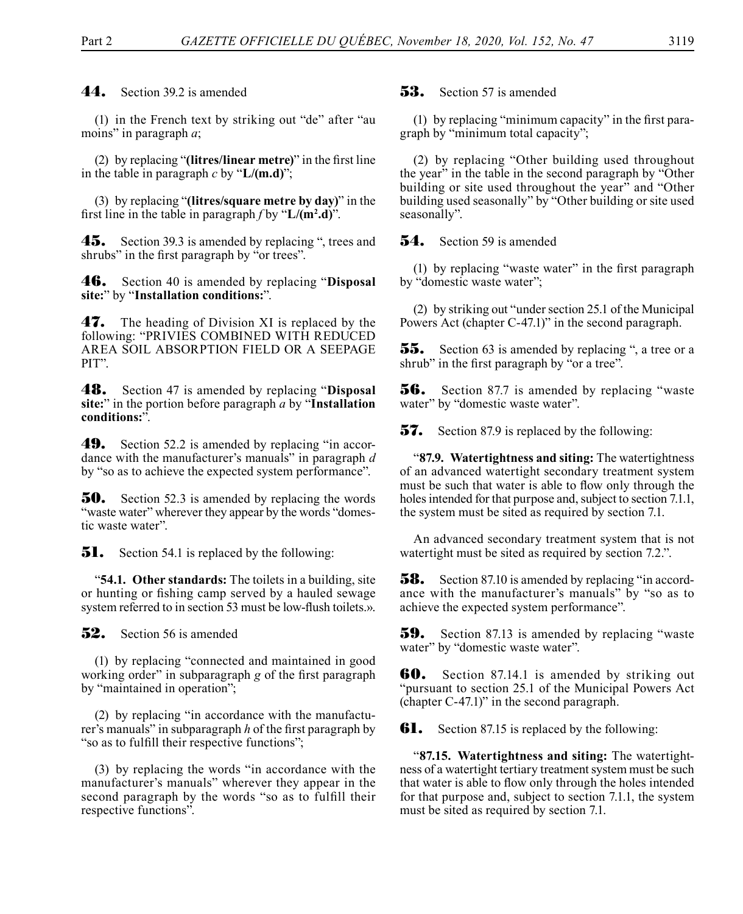**44.** Section 39.2 is amended

(1) in the French text by striking out "de" after "au moins" in paragraph *a*;

(2) by replacing "**(litres/linear metre)**" in the first line in the table in paragraph *c* by "**L/(m.d)**";

(3) by replacing "**(litres/square metre by day)**" in the first line in the table in paragraph *f* by "**L/(m$^2$.d)**".

**45.** Section 39.3 is amended by replacing ", trees and shrubs" in the first paragraph by "or trees".

**46.** Section 40 is amended by replacing "**Disposal site:**" by "**Installation conditions:**".

**47.** The heading of Division XI is replaced by the following: "PRIVIES COMBINED WITH REDUCED AREA SOIL ABSORPTION FIELD OR A SEEPAGE PIT".

**48.** Section 47 is amended by replacing "**Disposal site:**" in the portion before paragraph *a* by "**Installation conditions:**".

**49.** Section 52.2 is amended by replacing "in accordance with the manufacturer's manuals" in paragraph *d* by "so as to achieve the expected system performance".

**50.** Section 52.3 is amended by replacing the words "waste water" wherever they appear by the words "domestic waste water".

**51.** Section 54.1 is replaced by the following:

"**54.1. Other standards:** The toilets in a building, site or hunting or fishing camp served by a hauled sewage system referred to in section 53 must be low-flush toilets.».

**52.** Section 56 is amended

(1) by replacing "connected and maintained in good working order" in subparagraph *g* of the first paragraph by "maintained in operation";

(2) by replacing "in accordance with the manufacturer's manuals" in subparagraph *h* of the first paragraph by "so as to fulfill their respective functions";

(3) by replacing the words "in accordance with the manufacturer's manuals" wherever they appear in the second paragraph by the words "so as to fulfill their respective functions".

**53.** Section 57 is amended

(1) by replacing "minimum capacity" in the first paragraph by "minimum total capacity";

(2) by replacing "Other building used throughout the year" in the table in the second paragraph by "Other building or site used throughout the year" and "Other building used seasonally" by "Other building or site used seasonally".

**54.** Section 59 is amended

(1) by replacing "waste water" in the first paragraph by "domestic waste water";

(2) by striking out "under section 25.1 of the Municipal Powers Act (chapter C-47.1)" in the second paragraph.

**55.** Section 63 is amended by replacing ", a tree or a shrub" in the first paragraph by "or a tree".

**56.** Section 87.7 is amended by replacing "waste water" by "domestic waste water".

**57.** Section 87.9 is replaced by the following:

"**87.9. Watertightness and siting:** The watertightness of an advanced watertight secondary treatment system must be such that water is able to flow only through the holes intended for that purpose and, subject to section 7.1.1, the system must be sited as required by section 7.1.

An advanced secondary treatment system that is not watertight must be sited as required by section 7.2.".

**58.** Section 87.10 is amended by replacing "in accordance with the manufacturer's manuals" by "so as to achieve the expected system performance".

**59.** Section 87.13 is amended by replacing "waste water" by "domestic waste water".

**60.** Section 87.14.1 is amended by striking out "pursuant to section 25.1 of the Municipal Powers Act (chapter C-47.1)" in the second paragraph.

**61.** Section 87.15 is replaced by the following:

"**87.15. Watertightness and siting:** The watertightness of a watertight tertiary treatment system must be such that water is able to flow only through the holes intended for that purpose and, subject to section 7.1.1, the system must be sited as required by section 7.1.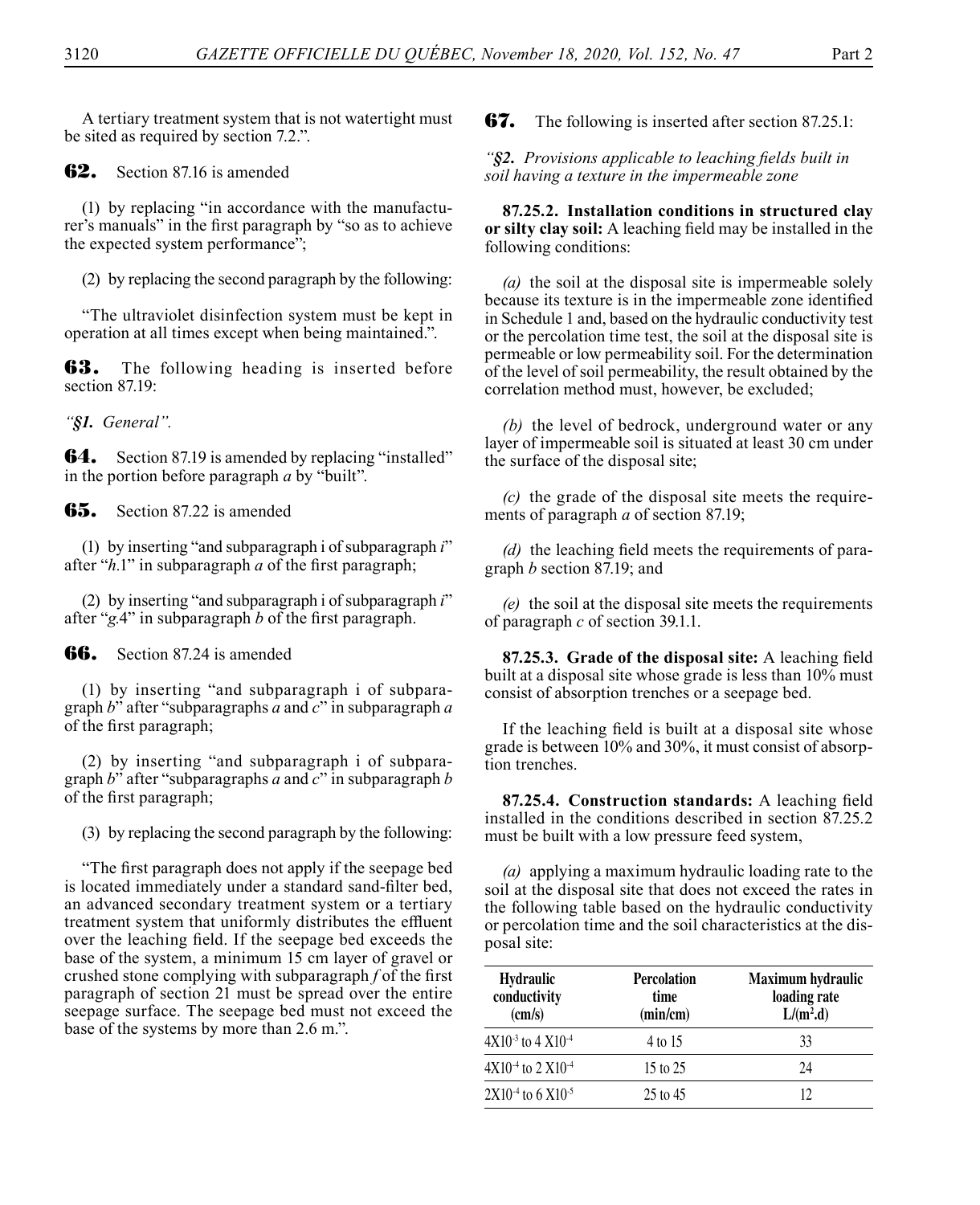A tertiary treatment system that is not watertight must be sited as required by section 7.2.".

**62.** Section 87.16 is amended

(1) by replacing "in accordance with the manufacturer's manuals" in the first paragraph by "so as to achieve the expected system performance";

(2) by replacing the second paragraph by the following:

"The ultraviolet disinfection system must be kept in operation at all times except when being maintained.".

**63.** The following heading is inserted before section 87.19:

*"§1. General".*

**64.** Section 87.19 is amended by replacing "installed" in the portion before paragraph *a* by "built".

**65.** Section 87.22 is amended

(1) by inserting "and subparagraph i of subparagraph *i*" after "*h*.1" in subparagraph *a* of the first paragraph;

(2) by inserting "and subparagraph i of subparagraph *i*" after "*g*.4" in subparagraph *b* of the first paragraph.

**66.** Section 87.24 is amended

(1) by inserting "and subparagraph i of subparagraph *b*" after "subparagraphs *a* and *c*" in subparagraph *a* of the first paragraph;

(2) by inserting "and subparagraph i of subparagraph *b*" after "subparagraphs *a* and *c*" in subparagraph *b* of the first paragraph;

(3) by replacing the second paragraph by the following:

"The first paragraph does not apply if the seepage bed is located immediately under a standard sand-filter bed, an advanced secondary treatment system or a tertiary treatment system that uniformly distributes the effluent over the leaching field. If the seepage bed exceeds the base of the system, a minimum 15 cm layer of gravel or crushed stone complying with subparagraph *f* of the first paragraph of section 21 must be spread over the entire seepage surface. The seepage bed must not exceed the base of the systems by more than 2.6 m.".

**67.** The following is inserted after section 87.25.1:

*"§2. Provisions applicable to leaching fields built in soil having a texture in the impermeable zone*

**87.25.2. Installation conditions in structured clay or silty clay soil:** A leaching field may be installed in the following conditions:

*(a)* the soil at the disposal site is impermeable solely because its texture is in the impermeable zone identified in Schedule 1 and, based on the hydraulic conductivity test or the percolation time test, the soil at the disposal site is permeable or low permeability soil. For the determination of the level of soil permeability, the result obtained by the correlation method must, however, be excluded;

*(b)* the level of bedrock, underground water or any layer of impermeable soil is situated at least 30 cm under the surface of the disposal site;

*(c)* the grade of the disposal site meets the requirements of paragraph *a* of section 87.19;

*(d)* the leaching field meets the requirements of paragraph *b* section 87.19; and

*(e)* the soil at the disposal site meets the requirements of paragraph *c* of section 39.1.1.

**87.25.3. Grade of the disposal site:** A leaching field built at a disposal site whose grade is less than 10% must consist of absorption trenches or a seepage bed.

If the leaching field is built at a disposal site whose grade is between 10% and 30%, it must consist of absorption trenches.

**87.25.4. Construction standards:** A leaching field installed in the conditions described in section 87.25.2 must be built with a low pressure feed system,

*(a)* applying a maximum hydraulic loading rate to the soil at the disposal site that does not exceed the rates in the following table based on the hydraulic conductivity or percolation time and the soil characteristics at the disposal site:

| Hydraulic conductivity (cm/s) | Percolation time (min/cm) | Maximum hydraulic loading rate L/(m$^2$.d) |
|---|---|---|
| $4X10^{-3}$ to $4 X10^{-4}$ | 4 to 15 | 33 |
| $4X10^{-4}$ to $2 X10^{-4}$ | 15 to 25 | 24 |
| $2X10^{-4}$ to $6 X10^{-5}$ | 25 to 45 | 12 |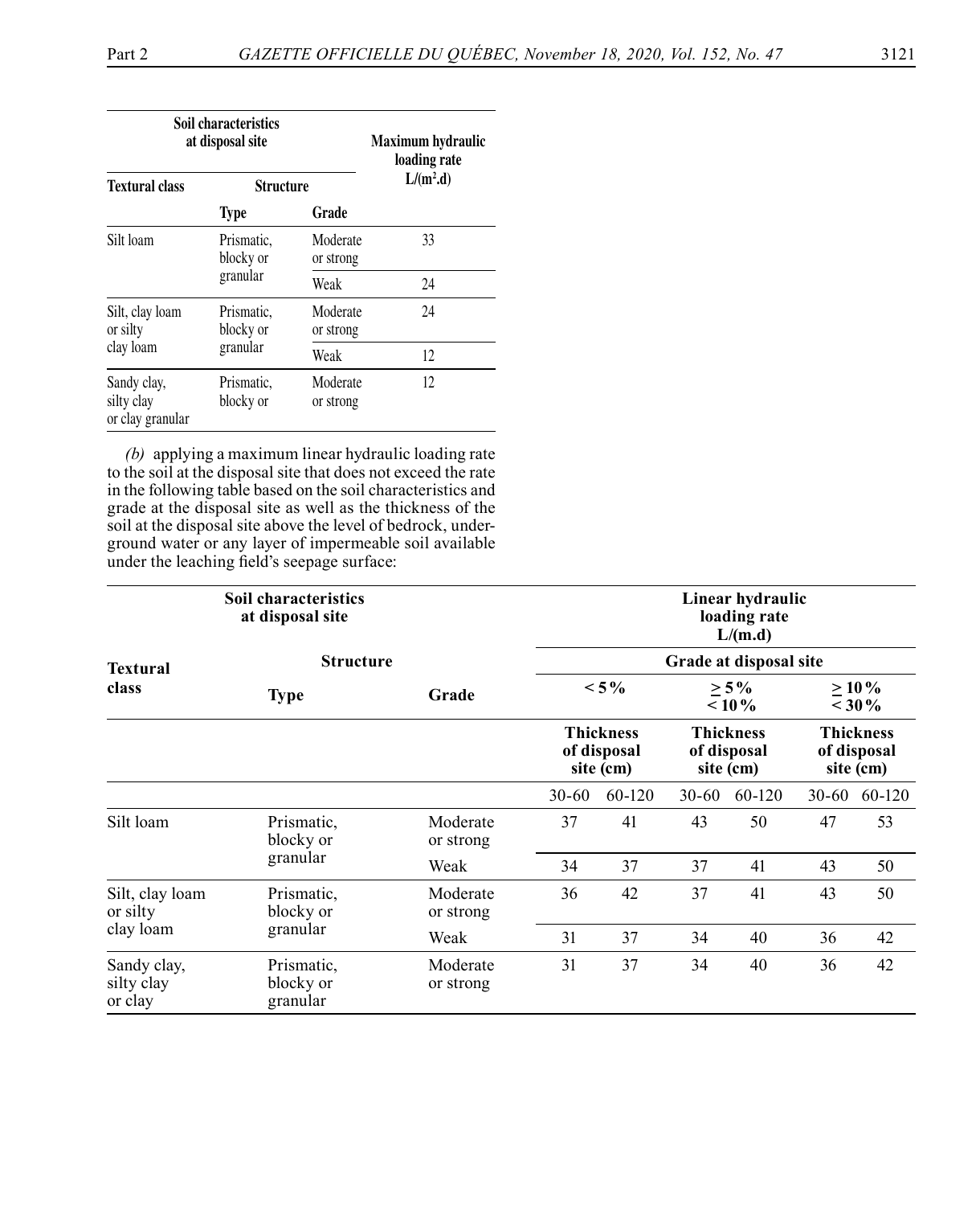| Soil characteristics at disposal site | | | Maximum hydraulic loading rate L/(m$^2$.d) |
|---|---|---|---|
| Textural class | Structure | | |
| | Type | Grade | |
| Silt loam | Prismatic, blocky or granular | Moderate or strong | 33 |
| | | Weak | 24 |
| Silt, clay loam or silty clay loam | Prismatic, blocky or granular | Moderate or strong | 24 |
| | | Weak | 12 |
| Sandy clay, silty clay or clay granular | Prismatic, blocky or | Moderate or strong | 12 |

*(b)* applying a maximum linear hydraulic loading rate to the soil at the disposal site that does not exceed the rate in the following table based on the soil characteristics and grade at the disposal site as well as the thickness of the soil at the disposal site above the level of bedrock, underground water or any layer of impermeable soil available under the leaching field's seepage surface:

| Soil characteristics at disposal site | | | Linear hydraulic loading rate L/(m.d) | | | | | |
|---|---|---|---|---|---|---|---|---|
| Textural class | Structure | | Grade at disposal site | | | | | |
| | Type | Grade | < 5% | | ≥ 5% < 10% | | ≥ 10% < 30% | |
| | | | Thickness of disposal site (cm) | | Thickness of disposal site (cm) | | Thickness of disposal site (cm) | |
| | | | 30-60 | 60-120 | 30-60 | 60-120 | 30-60 | 60-120 |
| Silt loam | Prismatic, blocky or granular | Moderate or strong | 37 | 41 | 43 | 50 | 47 | 53 |
| | | Weak | 34 | 37 | 37 | 41 | 43 | 50 |
| Silt, clay loam or silty clay loam | Prismatic, blocky or granular | Moderate or strong | 36 | 42 | 37 | 41 | 43 | 50 |
| | | Weak | 31 | 37 | 34 | 40 | 36 | 42 |
| Sandy clay, silty clay or clay | Prismatic, blocky or granular | Moderate or strong | 31 | 37 | 34 | 40 | 36 | 42 |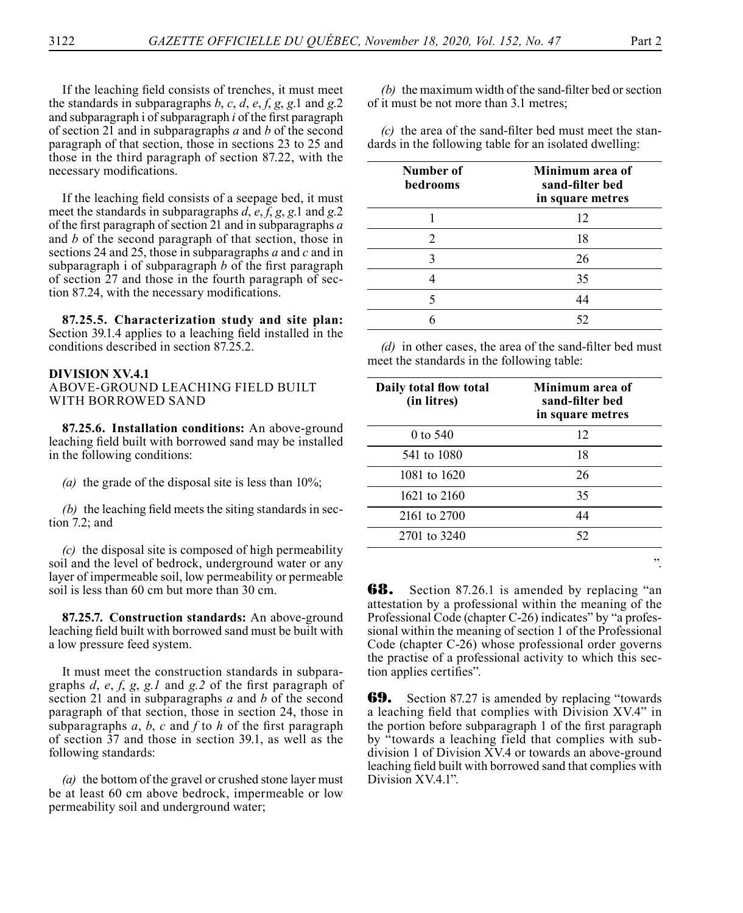If the leaching field consists of trenches, it must meet the standards in subparagraphs *b*, *c*, *d*, *e*, *f*, *g*, *g*.1 and *g*.2 and subparagraph i of subparagraph *i* of the first paragraph of section 21 and in subparagraphs *a* and *b* of the second paragraph of that section, those in sections 23 to 25 and those in the third paragraph of section 87.22, with the necessary modifications.

If the leaching field consists of a seepage bed, it must meet the standards in subparagraphs *d*, *e*, *f*, *g*, *g*.1 and *g*.2 of the first paragraph of section 21 and in subparagraphs *a* and *b* of the second paragraph of that section, those in sections 24 and 25, those in subparagraphs *a* and *c* and in subparagraph i of subparagraph *b* of the first paragraph of section 27 and those in the fourth paragraph of section 87.24, with the necessary modifications.

**87.25.5. Characterization study and site plan:** Section 39.1.4 applies to a leaching field installed in the conditions described in section 87.25.2.

**DIVISION XV.4.1**
ABOVE-GROUND LEACHING FIELD BUILT WITH BORROWED SAND

**87.25.6. Installation conditions:** An above-ground leaching field built with borrowed sand may be installed in the following conditions:

*(a)* the grade of the disposal site is less than 10%;

*(b)* the leaching field meets the siting standards in section 7.2; and

*(c)* the disposal site is composed of high permeability soil and the level of bedrock, underground water or any layer of impermeable soil, low permeability or permeable soil is less than 60 cm but more than 30 cm.

**87.25.7. Construction standards:** An above-ground leaching field built with borrowed sand must be built with a low pressure feed system.

It must meet the construction standards in subparagraphs *d*, *e*, *f*, *g*, *g.1* and *g.2* of the first paragraph of section 21 and in subparagraphs *a* and *b* of the second paragraph of that section, those in section 24, those in subparagraphs *a*, *b*, *c* and *f* to *h* of the first paragraph of section 37 and those in section 39.1, as well as the following standards:

*(a)* the bottom of the gravel or crushed stone layer must be at least 60 cm above bedrock, impermeable or low permeability soil and underground water;

*(b)* the maximum width of the sand-filter bed or section of it must be not more than 3.1 metres;

*(c)* the area of the sand-filter bed must meet the standards in the following table for an isolated dwelling:

| Number of bedrooms | Minimum area of sand-filter bed in square metres |
|---|---|
| 1 | 12 |
| 2 | 18 |
| 3 | 26 |
| 4 | 35 |
| 5 | 44 |
| 6 | 52 |

*(d)* in other cases, the area of the sand-filter bed must meet the standards in the following table:

| Daily total flow total (in litres) | Minimum area of sand-filter bed in square metres |
|---|---|
| 0 to 540 | 12 |
| 541 to 1080 | 18 |
| 1081 to 1620 | 26 |
| 1621 to 2160 | 35 |
| 2161 to 2700 | 44 |
| 2701 to 3240 | 52 |

".

**68.** Section 87.26.1 is amended by replacing "an attestation by a professional within the meaning of the Professional Code (chapter C-26) indicates" by "a professional within the meaning of section 1 of the Professional Code (chapter C-26) whose professional order governs the practise of a professional activity to which this section applies certifies".

**69.** Section 87.27 is amended by replacing "towards a leaching field that complies with Division XV.4" in the portion before subparagraph 1 of the first paragraph by "towards a leaching field that complies with subdivision 1 of Division XV.4 or towards an above-ground leaching field built with borrowed sand that complies with Division XV.4.1".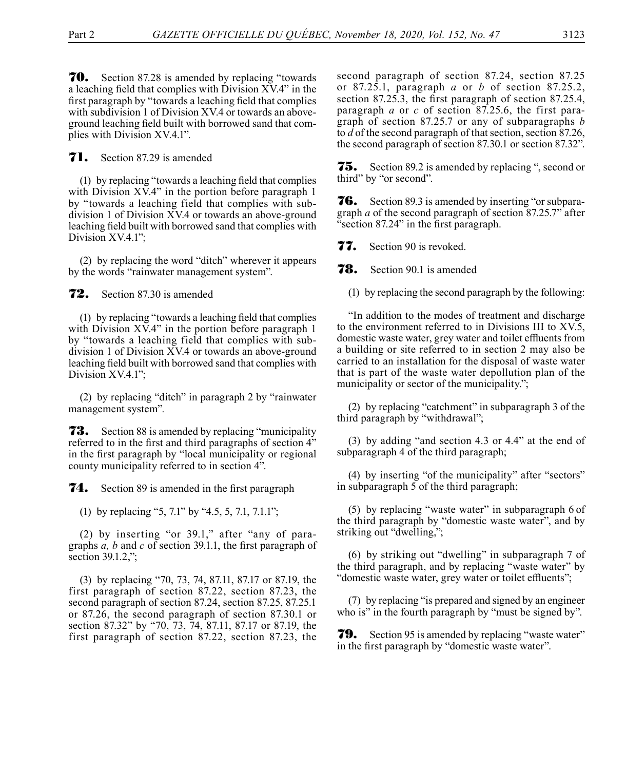**70.** Section 87.28 is amended by replacing "towards a leaching field that complies with Division XV.4" in the first paragraph by "towards a leaching field that complies with subdivision 1 of Division XV.4 or towards an above-ground leaching field built with borrowed sand that complies with Division XV.4.1".

**71.** Section 87.29 is amended

(1) by replacing "towards a leaching field that complies with Division XV.4" in the portion before paragraph 1 by "towards a leaching field that complies with subdivision 1 of Division XV.4 or towards an above-ground leaching field built with borrowed sand that complies with Division XV.4.1";

(2) by replacing the word "ditch" wherever it appears by the words "rainwater management system".

**72.** Section 87.30 is amended

(1) by replacing "towards a leaching field that complies with Division XV.4" in the portion before paragraph 1 by "towards a leaching field that complies with subdivision 1 of Division XV.4 or towards an above-ground leaching field built with borrowed sand that complies with Division XV.4.1";

(2) by replacing "ditch" in paragraph 2 by "rainwater management system".

**73.** Section 88 is amended by replacing "municipality referred to in the first and third paragraphs of section 4" in the first paragraph by "local municipality or regional county municipality referred to in section 4".

**74.** Section 89 is amended in the first paragraph

(1) by replacing "5, 7.1" by "4.5, 5, 7.1, 7.1.1";

(2) by inserting "or 39.1," after "any of paragraphs *a, b* and *c* of section 39.1.1, the first paragraph of section 39.1.2,";

(3) by replacing "70, 73, 74, 87.11, 87.17 or 87.19, the first paragraph of section 87.22, section 87.23, the second paragraph of section 87.24, section 87.25, 87.25.1 or 87.26, the second paragraph of section 87.30.1 or section 87.32" by "70, 73, 74, 87.11, 87.17 or 87.19, the first paragraph of section 87.22, section 87.23, the second paragraph of section 87.24, section 87.25 or 87.25.1, paragraph *a* or *b* of section 87.25.2, section 87.25.3, the first paragraph of section 87.25.4, paragraph *a* or *c* of section 87.25.6, the first paragraph of section 87.25.7 or any of subparagraphs *b* to *d* of the second paragraph of that section, section 87.26, the second paragraph of section 87.30.1 or section 87.32".

**75.** Section 89.2 is amended by replacing ", second or third" by "or second".

**76.** Section 89.3 is amended by inserting "or subparagraph *a* of the second paragraph of section 87.25.7" after "section 87.24" in the first paragraph.

**77.** Section 90 is revoked.

**78.** Section 90.1 is amended

(1) by replacing the second paragraph by the following:

"In addition to the modes of treatment and discharge to the environment referred to in Divisions III to XV.5, domestic waste water, grey water and toilet effluents from a building or site referred to in section 2 may also be carried to an installation for the disposal of waste water that is part of the waste water depollution plan of the municipality or sector of the municipality.";

(2) by replacing "catchment" in subparagraph 3 of the third paragraph by "withdrawal";

(3) by adding "and section 4.3 or 4.4" at the end of subparagraph 4 of the third paragraph;

(4) by inserting "of the municipality" after "sectors" in subparagraph 5 of the third paragraph;

(5) by replacing "waste water" in subparagraph 6 of the third paragraph by "domestic waste water", and by striking out "dwelling,";

(6) by striking out "dwelling" in subparagraph 7 of the third paragraph, and by replacing "waste water" by "domestic waste water, grey water or toilet effluents";

(7) by replacing "is prepared and signed by an engineer who is" in the fourth paragraph by "must be signed by".

**79.** Section 95 is amended by replacing "waste water" in the first paragraph by "domestic waste water".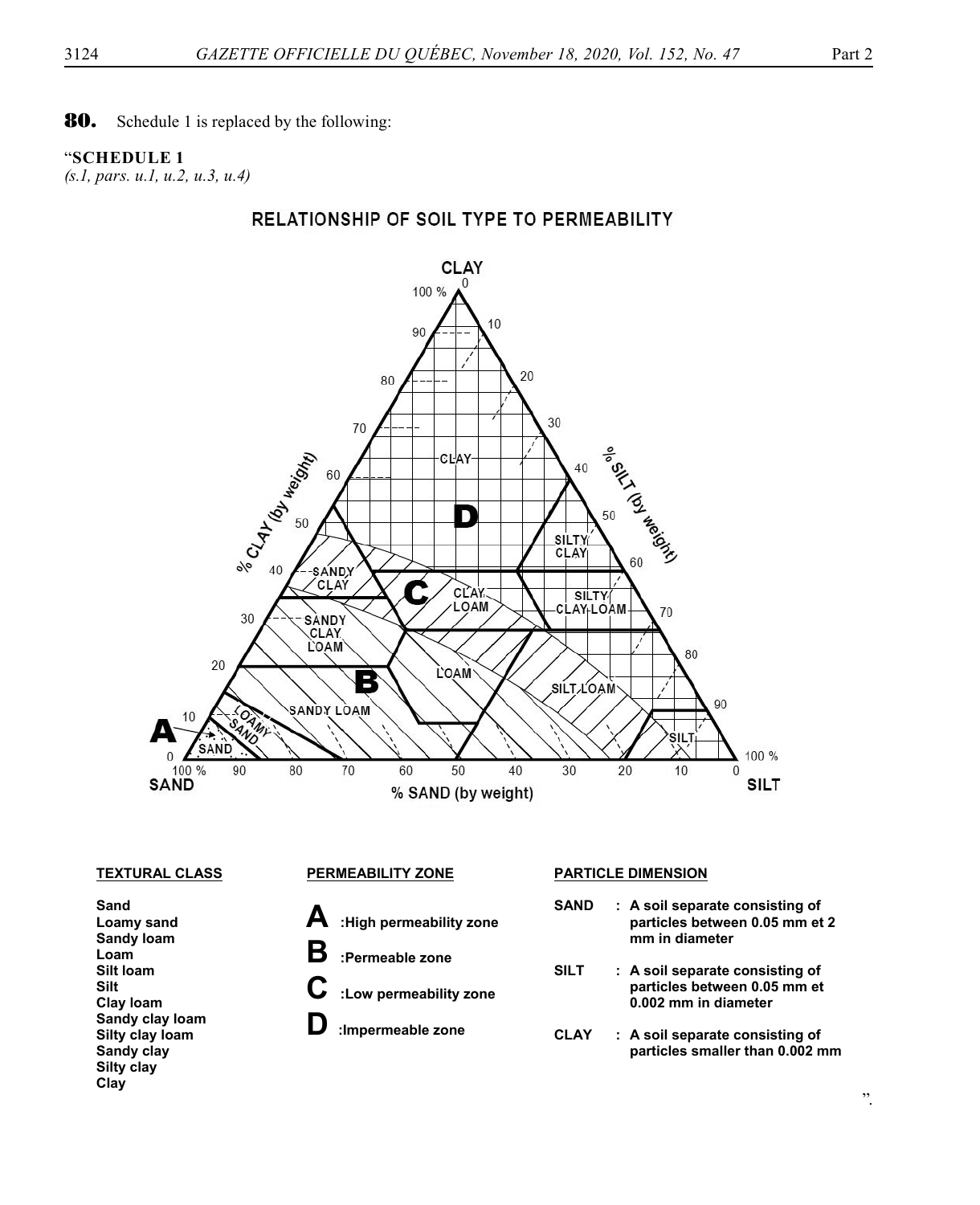**80.** Schedule 1 is replaced by the following:

"**SCHEDULE 1**
*(s.1, pars. u.1, u.2, u.3, u.4)*

**RELATIONSHIP OF SOIL TYPE TO PERMEABILITY**

**TEXTURAL CLASS**

**Sand**
**Loamy sand**
**Sandy loam**
**Loam**
**Silt loam**
**Silt**
**Clay loam**
**Sandy clay loam**
**Silty clay loam**
**Sandy clay**
**Silty clay**
**Clay**

**PERMEABILITY ZONE**

**A** **:High permeability zone**
**B** **:Permeable zone**
**C** **:Low permeability zone**
**D** **:Impermeable zone**

**PARTICLE DIMENSION**

**SAND : A soil separate consisting of particles between 0.05 mm et 2 mm in diameter**

**SILT : A soil separate consisting of particles between 0.05 mm et 0.002 mm in diameter**

**CLAY : A soil separate consisting of particles smaller than 0.002 mm**

".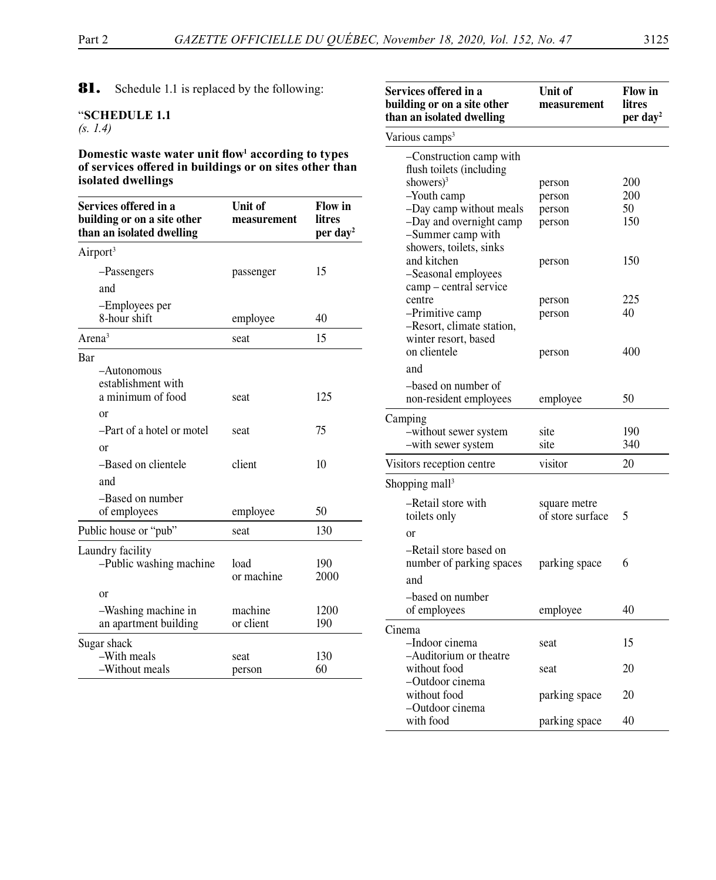**81.** Schedule 1.1 is replaced by the following:

"**SCHEDULE 1.1**
*(s. 1.4)*

**Domestic waste water unit flow[1] according to types of services offered in buildings or on sites other than isolated dwellings**

| Services offered in a building or on a site other than an isolated dwelling | Unit of measurement | Flow in litres per day[2] |
|---|---|---|
| Airport[3] | | |
| –Passengers | passenger | 15 |
| and | | |
| –Employees per 8-hour shift | employee | 40 |
| Arena[3] | seat | 15 |
| Bar | | |
| –Autonomous establishment with a minimum of food | seat | 125 |
| or | | |
| –Part of a hotel or motel | seat | 75 |
| or | | |
| –Based on clientele | client | 10 |
| and | | |
| –Based on number of employees | employee | 50 |
| Public house or "pub" | seat | 130 |
| Laundry facility | | |
| –Public washing machine | load | 190 |
| | or machine | 2000 |
| or | | |
| –Washing machine in an apartment building | machine | 1200 |
| | or client | 190 |
| Sugar shack | | |
| –With meals | seat | 130 |
| –Without meals | person | 60 |
| Various camps[3] | | |
| –Construction camp with flush toilets (including showers)[3] | person | 200 |
| –Youth camp | person | 200 |
| –Day camp without meals | person | 50 |
| –Day and overnight camp | person | 150 |
| –Summer camp with showers, toilets, sinks and kitchen | person | 150 |
| –Seasonal employees camp – central service centre | person | 225 |
| –Primitive camp | person | 40 |
| –Resort, climate station, winter resort, based on clientele | person | 400 |
| and | | |
| –based on number of non-resident employees | employee | 50 |
| Camping | | |
| –without sewer system | site | 190 |
| –with sewer system | site | 340 |
| Visitors reception centre | visitor | 20 |
| Shopping mall[3] | | |
| –Retail store with toilets only | square metre of store surface | 5 |
| or | | |
| –Retail store based on number of parking spaces | parking space | 6 |
| and | | |
| –based on number of employees | employee | 40 |
| Cinema | | |
| –Indoor cinema | seat | 15 |
| –Auditorium or theatre without food | seat | 20 |
| –Outdoor cinema without food | parking space | 20 |
| –Outdoor cinema with food | parking space | 40 |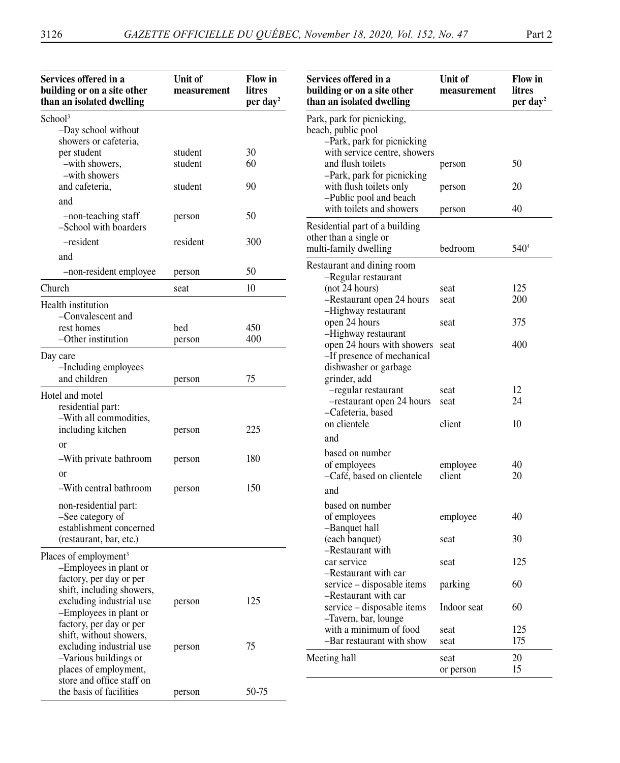| Services offered in a building or on a site other than an isolated dwelling | Unit of measurement | Flow in litres per day[2] |
|---|---|---|
| School[3] | | |
| –Day school without showers or cafeteria, per student | student | 30 |
| –with showers, | student | 60 |
| –with showers and cafeteria, | student | 90 |
| and | | |
| –non-teaching staff | person | 50 |
| –School with boarders | | |
| –resident | resident | 300 |
| and | | |
| –non-resident employee | person | 50 |
| Church | seat | 10 |
| Health institution | | |
| –Convalescent and rest homes | bed | 450 |
| –Other institution | person | 400 |
| Day care | | |
| –Including employees and children | person | 75 |
| Hotel and motel residential part: | | |
| –With all commodities, including kitchen | person | 225 |
| or | | |
| –With private bathroom | person | 180 |
| or | | |
| –With central bathroom | person | 150 |
| non-residential part: –See category of establishment concerned (restaurant, bar, etc.) | | |
| Places of employment[3] | | |
| –Employees in plant or factory, per day or per shift, including showers, excluding industrial use | person | 125 |
| –Employees in plant or factory, per day or per shift, without showers, excluding industrial use | person | 75 |
| –Various buildings or places of employment, store and office staff on the basis of facilities | person | 50-75 |
| Park, park for picnicking, beach, public pool | | |
| –Park, park for picnicking with service centre, showers and flush toilets | person | 50 |
| –Park, park for picnicking with flush toilets only | person | 20 |
| –Public pool and beach with toilets and showers | person | 40 |
| Residential part of a building other than a single or multi-family dwelling | bedroom | 540[4] |
| Restaurant and dining room | | |
| –Regular restaurant (not 24 hours) | seat | 125 |
| –Restaurant open 24 hours | seat | 200 |
| –Highway restaurant open 24 hours | seat | 375 |
| –Highway restaurant open 24 hours with showers | seat | 400 |
| –If presence of mechanical dishwasher or garbage grinder, add | | |
| –regular restaurant | seat | 12 |
| –restaurant open 24 hours | seat | 24 |
| –Cafeteria, based on clientele | client | 10 |
| and | | |
| based on number of employees | employee | 40 |
| –Café, based on clientele | client | 20 |
| and | | |
| based on number of employees | employee | 40 |
| –Banquet hall (each banquet) | seat | 30 |
| –Restaurant with car service | seat | 125 |
| –Restaurant with car service – disposable items | parking | 60 |
| –Restaurant with car service – disposable items | Indoor seat | 60 |
| –Tavern, bar, lounge with a minimum of food | seat | 125 |
| –Bar restaurant with show | seat | 175 |
| Meeting hall | seat or person | 20 / 15 |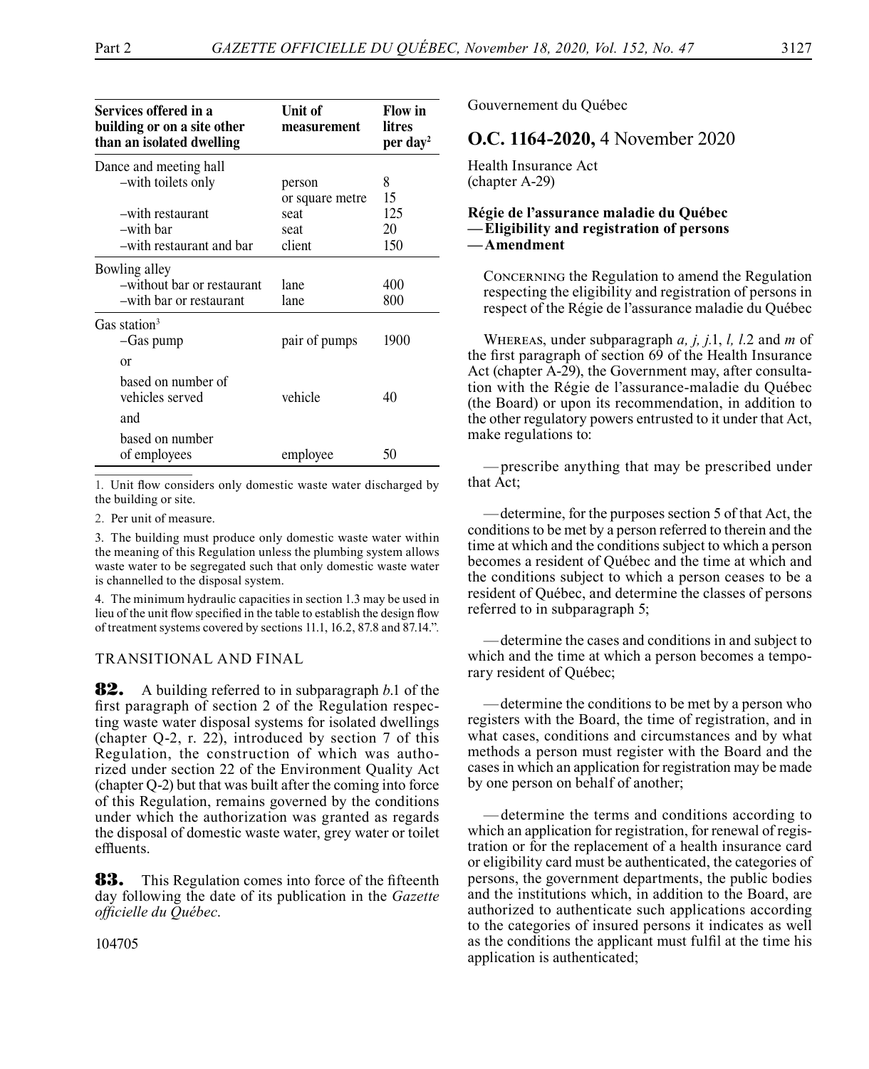| Services offered in a building or on a site other than an isolated dwelling | Unit of measurement | Flow in litres per day[2] |
|---|---|---|
| Dance and meeting hall | | |
| –with toilets only | person | 8 |
| | or square metre | 15 |
| –with restaurant | seat | 125 |
| –with bar | seat | 20 |
| –with restaurant and bar | client | 150 |
| Bowling alley | | |
| –without bar or restaurant | lane | 400 |
| –with bar or restaurant | lane | 800 |
| Gas station[3] | | |
| –Gas pump | pair of pumps | 1900 |
| or | | |
| based on number of vehicles served | vehicle | 40 |
| and | | |
| based on number of employees | employee | 50 |

1. Unit flow considers only domestic waste water discharged by the building or site.

2. Per unit of measure.

3. The building must produce only domestic waste water within the meaning of this Regulation unless the plumbing system allows waste water to be segregated such that only domestic waste water is channelled to the disposal system.

4. The minimum hydraulic capacities in section 1.3 may be used in lieu of the unit flow specified in the table to establish the design flow of treatment systems covered by sections 11.1, 16.2, 87.8 and 87.14.".

TRANSITIONAL AND FINAL

**82.** A building referred to in subparagraph *b*.1 of the first paragraph of section 2 of the Regulation respecting waste water disposal systems for isolated dwellings (chapter Q-2, r. 22), introduced by section 7 of this Regulation, the construction of which was authorized under section 22 of the Environment Quality Act (chapter Q-2) but that was built after the coming into force of this Regulation, remains governed by the conditions under which the authorization was granted as regards the disposal of domestic waste water, grey water or toilet effluents.

**83.** This Regulation comes into force of the fifteenth day following the date of its publication in the *Gazette officielle du Québec*.

104705

Gouvernement du Québec

## O.C. 1164-2020, 4 November 2020

Health Insurance Act
(chapter A-29)

**Régie de l'assurance maladie du Québec**
**— Eligibility and registration of persons**
**— Amendment**

Concerning the Regulation to amend the Regulation respecting the eligibility and registration of persons in respect of the Régie de l'assurance maladie du Québec

Whereas, under subparagraph *a, j, j*.1, *l, l*.2 and *m* of the first paragraph of section 69 of the Health Insurance Act (chapter A-29), the Government may, after consultation with the Régie de l'assurance-maladie du Québec (the Board) or upon its recommendation, in addition to the other regulatory powers entrusted to it under that Act, make regulations to:

— prescribe anything that may be prescribed under that Act;

— determine, for the purposes section 5 of that Act, the conditions to be met by a person referred to therein and the time at which and the conditions subject to which a person becomes a resident of Québec and the time at which and the conditions subject to which a person ceases to be a resident of Québec, and determine the classes of persons referred to in subparagraph 5;

— determine the cases and conditions in and subject to which and the time at which a person becomes a temporary resident of Québec;

— determine the conditions to be met by a person who registers with the Board, the time of registration, and in what cases, conditions and circumstances and by what methods a person must register with the Board and the cases in which an application for registration may be made by one person on behalf of another;

— determine the terms and conditions according to which an application for registration, for renewal of registration or for the replacement of a health insurance card or eligibility card must be authenticated, the categories of persons, the government departments, the public bodies and the institutions which, in addition to the Board, are authorized to authenticate such applications according to the categories of insured persons it indicates as well as the conditions the applicant must fulfil at the time his application is authenticated;